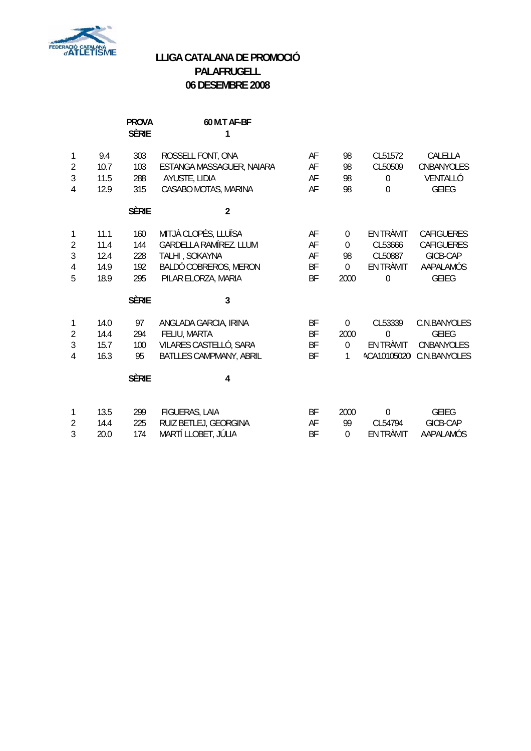FEDERACIÓ CATALANA d'ATLETISME

# LLIGA CATALANA DE PROMOCIÓ
## PALAFRUGELL
## 06 DESEMBRE 2008

**PROVA** **60 M.T AF-BF**

**SÈRIE 1**

| | | | | | | | |
|---|---|---|---|---|---|---|---|
| 1 | 9.4 | 303 | ROSSELL FONT, ONA | AF | 98 | CL51572 | CALELLA |
| 2 | 10.7 | 103 | ESTANGA MASSAGUER, NAIARA | AF | 98 | CL50509 | CNBANYOLES |
| 3 | 11.5 | 288 | AYUSTE, LIDIA | AF | 98 | 0 | VENTALLÓ |
| 4 | 12.9 | 315 | CASABO MOTAS, MARINA | AF | 98 | 0 | GEIEG |

**SÈRIE 2**

| | | | | | | | |
|---|---|---|---|---|---|---|---|
| 1 | 11.1 | 160 | MITJÀ CLOPÉS, LLUÏSA | AF | 0 | EN TRÀMIT | CAFIGUERES |
| 2 | 11.4 | 144 | GARDELLA RAMÍREZ. LLUM | AF | 0 | CL53666 | CAFIGUERES |
| 3 | 12.4 | 228 | TALHI , SOKAYNA | AF | 98 | CL50887 | GICB-CAP |
| 4 | 14.9 | 192 | BALDÓ COBREROS, MERON | BF | 0 | EN TRÀMIT | AAPALAMÓS |
| 5 | 18.9 | 295 | PILAR ELORZA, MARIA | BF | 2000 | 0 | GEIEG |

**SÈRIE 3**

| | | | | | | | |
|---|---|---|---|---|---|---|---|
| 1 | 14.0 | 97 | ANGLADA GARCIA, IRINA | BF | 0 | CL53339 | C.N.BANYOLES |
| 2 | 14.4 | 294 | FELIU, MARTA | BF | 2000 | 0 | GEIEG |
| 3 | 15.7 | 100 | VILARES CASTELLÓ, SARA | BF | 0 | EN TRÀMIT | CNBANYOLES |
| 4 | 16.3 | 95 | BATLLES CAMPMANY, ABRIL | BF | 1 | ACA10105020 | C.N.BANYOLES |

**SÈRIE 4**

| | | | | | | | |
|---|---|---|---|---|---|---|---|
| 1 | 13.5 | 299 | FIGUERAS, LAIA | BF | 2000 | 0 | GEIEG |
| 2 | 14.4 | 225 | RUIZ BETLEJ, GEORGINA | AF | 99 | CL54794 | GICB-CAP |
| 3 | 20.0 | 174 | MARTÍ LLOBET, JÚLIA | BF | 0 | EN TRÀMIT | AAPALAMÓS |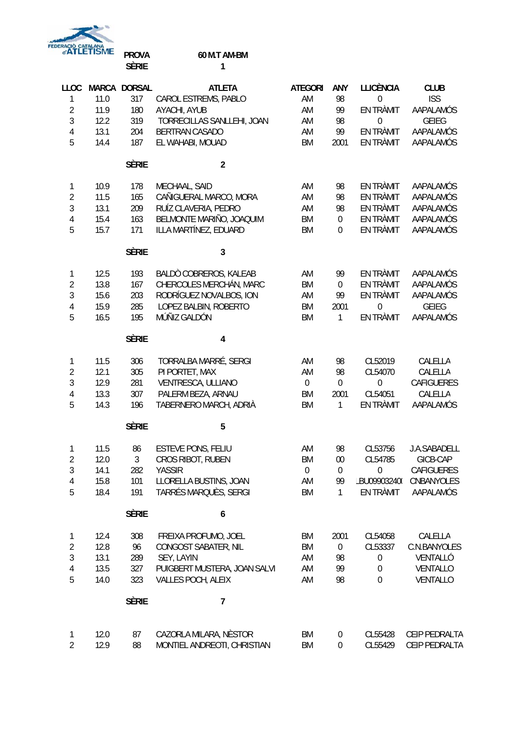FEDERACIÓ CATALANA d'ATLETISME

**PROVA** 60 M.T AM-BM

**SÈRIE** 1

| LLOC | MARCA | DORSAL | ATLETA | ATEGORI | ANY | LLICÈNCIA | CLUB |
|---|---|---|---|---|---|---|---|
| 1 | 11.0 | 317 | CAROL ESTREMS, PABLO | AM | 98 | 0 | ISS |
| 2 | 11.9 | 180 | AYACHI, AYUB | AM | 99 | EN TRÀMIT | AAPALAMÓS |
| 3 | 12.2 | 319 | TORRECILLAS SANLLEHI, JOAN | AM | 98 | 0 | GEIEG |
| 4 | 13.1 | 204 | BERTRAN CASADO | AM | 99 | EN TRÀMIT | AAPALAMÓS |
| 5 | 14.4 | 187 | EL WAHABI, MOUAD | BM | 2001 | EN TRÀMIT | AAPALAMÓS |

**SÈRIE** 2

| LLOC | MARCA | DORSAL | ATLETA | ATEGORI | ANY | LLICÈNCIA | CLUB |
|---|---|---|---|---|---|---|---|
| 1 | 10.9 | 178 | MECHAAL, SAID | AM | 98 | EN TRÀMIT | AAPALAMÓS |
| 2 | 11.5 | 165 | CAÑIGUERAL MARCO, MORA | AM | 98 | EN TRÀMIT | AAPALAMÓS |
| 3 | 13.1 | 209 | RUÍZ CLAVERIA, PEDRO | AM | 98 | EN TRÀMIT | AAPALAMÓS |
| 4 | 15.4 | 163 | BELMONTE MARIÑO, JOAQUIM | BM | 0 | EN TRÀMIT | AAPALAMÓS |
| 5 | 15.7 | 171 | ILLA MARTÍNEZ, EDUARD | BM | 0 | EN TRÀMIT | AAPALAMÓS |

**SÈRIE** 3

| LLOC | MARCA | DORSAL | ATLETA | ATEGORI | ANY | LLICÈNCIA | CLUB |
|---|---|---|---|---|---|---|---|
| 1 | 12.5 | 193 | BALDÒ COBREROS, KALEAB | AM | 99 | EN TRÀMIT | AAPALAMÓS |
| 2 | 13.8 | 167 | CHERCOLES MERCHÁN, MARC | BM | 0 | EN TRÀMIT | AAPALAMÓS |
| 3 | 15.6 | 203 | RODRÍGUEZ NOVALBOS, ION | AM | 99 | EN TRÀMIT | AAPALAMÓS |
| 4 | 15.9 | 285 | LOPEZ BALBIN, ROBERTO | BM | 2001 | 0 | GEIEG |
| 5 | 16.5 | 195 | MÚÑIZ GALDÓN | BM | 1 | EN TRÀMIT | AAPALAMÓS |

**SÈRIE** 4

| LLOC | MARCA | DORSAL | ATLETA | ATEGORI | ANY | LLICÈNCIA | CLUB |
|---|---|---|---|---|---|---|---|
| 1 | 11.5 | 306 | TORRALBA MARRÉ, SERGI | AM | 98 | CL52019 | CALELLA |
| 2 | 12.1 | 305 | PI PORTET, MAX | AM | 98 | CL54070 | CALELLA |
| 3 | 12.9 | 281 | VENTRESCA, ULLIANO | 0 | 0 | 0 | CAFIGUERES |
| 4 | 13.3 | 307 | PALERM BEZA, ARNAU | BM | 2001 | CL54051 | CALELLA |
| 5 | 14.3 | 196 | TABERNERO MARCH, ADRIÀ | BM | 1 | EN TRÀMIT | AAPALAMÓS |

**SÈRIE** 5

| LLOC | MARCA | DORSAL | ATLETA | ATEGORI | ANY | LLICÈNCIA | CLUB |
|---|---|---|---|---|---|---|---|
| 1 | 11.5 | 86 | ESTEVE PONS, FELIU | AM | 98 | CL53756 | J.A.SABADELL |
| 2 | 12.0 | 3 | CROS RIBOT, RUBEN | BM | 00 | CL54785 | GICB-CAP |
| 3 | 14.1 | 282 | YASSIR | 0 | 0 | 0 | CAFIGUERES |
| 4 | 15.8 | 101 | LLORELLA BUSTINS, JOAN | AM | 99 | LBU09903240( | CNBANYOLES |
| 5 | 18.4 | 191 | TARRÉS MARQUÈS, SERGI | BM | 1 | EN TRÀMIT | AAPALAMÓS |

**SÈRIE** 6

| LLOC | MARCA | DORSAL | ATLETA | ATEGORI | ANY | LLICÈNCIA | CLUB |
|---|---|---|---|---|---|---|---|
| 1 | 12.4 | 308 | FREIXA PROFUMO, JOEL | BM | 2001 | CL54058 | CALELLA |
| 2 | 12.8 | 96 | CONGOST SABATER, NIL | BM | 0 | CL53337 | C.N.BANYOLES |
| 3 | 13.1 | 289 | SEY, LAYIN | AM | 98 | 0 | VENTALLÓ |
| 4 | 13.5 | 327 | PUIGBERT MUSTERA, JOAN SALVI | AM | 99 | 0 | VENTALLO |
| 5 | 14.0 | 323 | VALLES POCH, ALEIX | AM | 98 | 0 | VENTALLO |

**SÈRIE** 7

| LLOC | MARCA | DORSAL | ATLETA | ATEGORI | ANY | LLICÈNCIA | CLUB |
|---|---|---|---|---|---|---|---|
| 1 | 12.0 | 87 | CAZORLA MILARA, NÈSTOR | BM | 0 | CL55428 | CEIP PEDRALTA |
| 2 | 12.9 | 88 | MONTIEL ANDREOTI, CHRISTIAN | BM | 0 | CL55429 | CEIP PEDRALTA |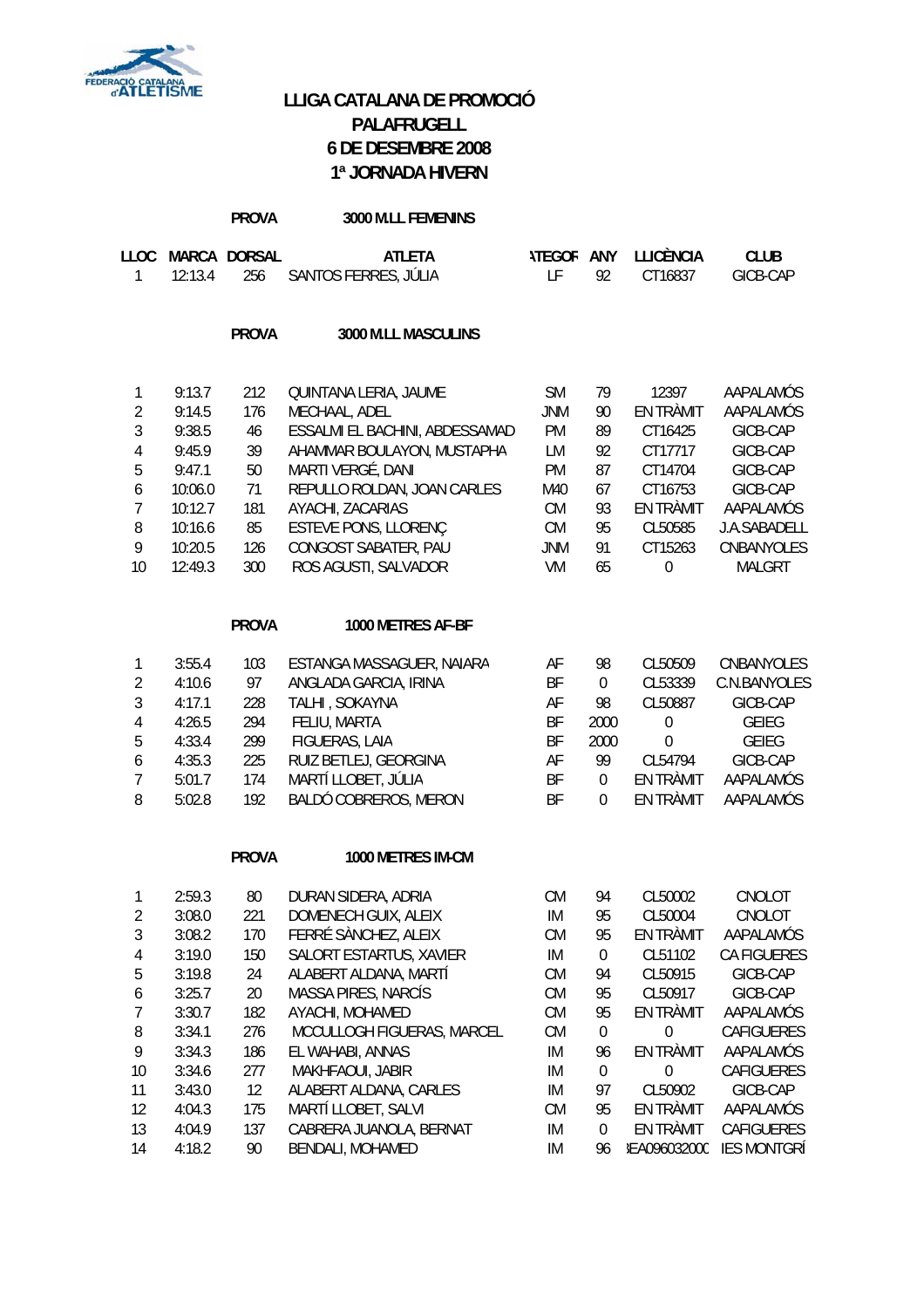# LLIGA CATALANA DE PROMOCIÓ
# PALAFRUGELL
# 6 DE DESEMBRE 2008
# 1ª JORNADA HIVERN

**PROVA** **3000 M.LL FEMENINS**

| LLOC | MARCA | DORSAL | ATLETA | CATEGORIA | ANY | LLICÈNCIA | CLUB |
|---|---|---|---|---|---|---|---|
| 1 | 12:13.4 | 256 | SANTOS FERRES, JÚLIA | LF | 92 | CT16837 | GICB-CAP |

**PROVA** **3000 M.LL MASCULINS**

| LLOC | MARCA | DORSAL | ATLETA | CATEGORIA | ANY | LLICÈNCIA | CLUB |
|---|---|---|---|---|---|---|---|
| 1 | 9:13.7 | 212 | QUINTANA LERIA, JAUME | SM | 79 | 12397 | AAPALAMÓS |
| 2 | 9:14.5 | 176 | MECHAAL, ADEL | JNM | 90 | EN TRÀMIT | AAPALAMÓS |
| 3 | 9:38.5 | 46 | ESSALMI EL BACHINI, ABDESSAMAD | PM | 89 | CT16425 | GICB-CAP |
| 4 | 9:45.9 | 39 | AHAMMAR BOULAYON, MUSTAPHA | LM | 92 | CT17717 | GICB-CAP |
| 5 | 9:47.1 | 50 | MARTI VERGÉ, DANI | PM | 87 | CT14704 | GICB-CAP |
| 6 | 10:06.0 | 71 | REPULLO ROLDAN, JOAN CARLES | M40 | 67 | CT16753 | GICB-CAP |
| 7 | 10:12.7 | 181 | AYACHI, ZACARIAS | CM | 93 | EN TRÀMIT | AAPALAMÓS |
| 8 | 10:16.6 | 85 | ESTEVE PONS, LLORENÇ | CM | 95 | CL50585 | J.A.SABADELL |
| 9 | 10:20.5 | 126 | CONGOST SABATER, PAU | JNM | 91 | CT15263 | CNBANYOLES |
| 10 | 12:49.3 | 300 | ROS AGUSTI, SALVADOR | VM | 65 | 0 | MALGRT |

**PROVA** **1000 METRES AF-BF**

| LLOC | MARCA | DORSAL | ATLETA | CATEGORIA | ANY | LLICÈNCIA | CLUB |
|---|---|---|---|---|---|---|---|
| 1 | 3:55.4 | 103 | ESTANGA MASSAGUER, NAIARA | AF | 98 | CL50509 | CNBANYOLES |
| 2 | 4:10.6 | 97 | ANGLADA GARCIA, IRINA | BF | 0 | CL53339 | C.N.BANYOLES |
| 3 | 4:17.1 | 228 | TALHI , SOKAYNA | AF | 98 | CL50887 | GICB-CAP |
| 4 | 4:26.5 | 294 | FELIU, MARTA | BF | 2000 | 0 | GEIEG |
| 5 | 4:33.4 | 299 | FIGUERAS, LAIA | BF | 2000 | 0 | GEIEG |
| 6 | 4:35.3 | 225 | RUIZ BETLEJ, GEORGINA | AF | 99 | CL54794 | GICB-CAP |
| 7 | 5:01.7 | 174 | MARTÍ LLOBET, JÚLIA | BF | 0 | EN TRÀMIT | AAPALAMÓS |
| 8 | 5:02.8 | 192 | BALDÓ COBREROS, MERON | BF | 0 | EN TRÀMIT | AAPALAMÓS |

**PROVA** **1000 METRES IM-CM**

| LLOC | MARCA | DORSAL | ATLETA | CATEGORIA | ANY | LLICÈNCIA | CLUB |
|---|---|---|---|---|---|---|---|
| 1 | 2:59.3 | 80 | DURAN SIDERA, ADRIA | CM | 94 | CL50002 | CNOLOT |
| 2 | 3:08.0 | 221 | DOMENECH GUIX, ALEIX | IM | 95 | CL50004 | CNOLOT |
| 3 | 3:08.2 | 170 | FERRÉ SÀNCHEZ, ALEIX | CM | 95 | EN TRÀMIT | AAPALAMÓS |
| 4 | 3:19.0 | 150 | SALORT ESTARTUS, XAVIER | IM | 0 | CL51102 | CA FIGUERES |
| 5 | 3:19.8 | 24 | ALABERT ALDANA, MARTÍ | CM | 94 | CL50915 | GICB-CAP |
| 6 | 3:25.7 | 20 | MASSA PIRES, NARCÍS | CM | 95 | CL50917 | GICB-CAP |
| 7 | 3:30.7 | 182 | AYACHI, MOHAMED | CM | 95 | EN TRÀMIT | AAPALAMÓS |
| 8 | 3:34.1 | 276 | MCCULLOGH FIGUERAS, MARCEL | CM | 0 | 0 | CAFIGUERES |
| 9 | 3:34.3 | 186 | EL WAHABI, ANNAS | IM | 96 | EN TRÀMIT | AAPALAMÓS |
| 10 | 3:34.6 | 277 | MAKHFAOUI, JABIR | IM | 0 | 0 | CAFIGUERES |
| 11 | 3:43.0 | 12 | ALABERT ALDANA, CARLES | IM | 97 | CL50902 | GICB-CAP |
| 12 | 4:04.3 | 175 | MARTÍ LLOBET, SALVI | CM | 95 | EN TRÀMIT | AAPALAMÓS |
| 13 | 4:04.9 | 137 | CABRERA JUANOLA, BERNAT | IM | 0 | EN TRÀMIT | CAFIGUERES |
| 14 | 4:18.2 | 90 | BENDALI, MOHAMED | IM | 96 | EA09603200C | IES MONTGRÍ |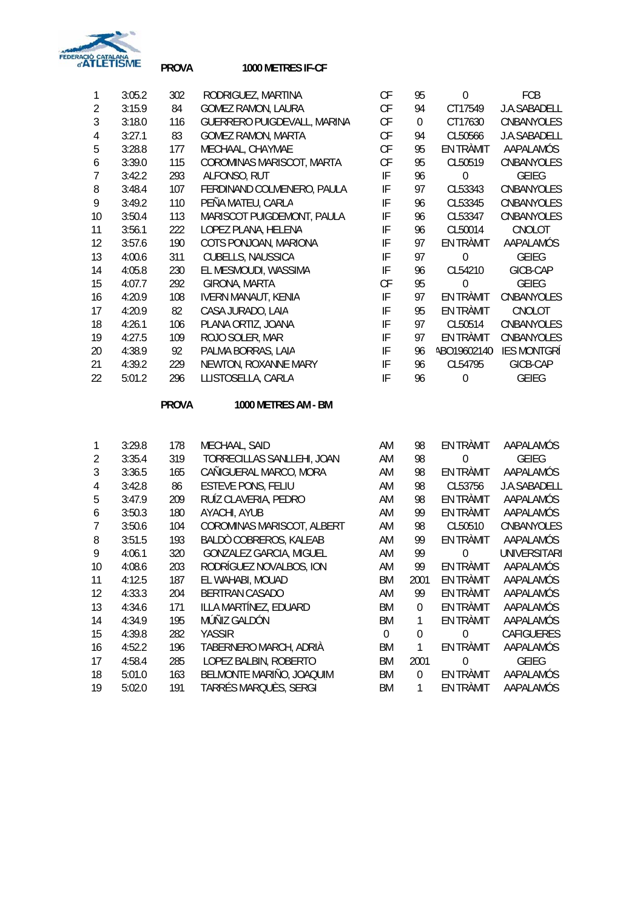FEDERACIÓ CATALANA d'ATLETISME

**PROVA** **1000 METRES IF-CF**

| | | | | | | | |
|---|---|---|---|---|---|---|---|
| 1 | 3:05.2 | 302 | RODRIGUEZ, MARTINA | CF | 95 | 0 | FCB |
| 2 | 3:15.9 | 84 | GOMEZ RAMON, LAURA | CF | 94 | CT17549 | J.A.SABADELL |
| 3 | 3:18.0 | 116 | GUERRERO PUIGDEVALL, MARINA | CF | 0 | CT17630 | CNBANYOLES |
| 4 | 3:27.1 | 83 | GOMEZ RAMON, MARTA | CF | 94 | CL50566 | J.A.SABADELL |
| 5 | 3:28.8 | 177 | MECHAAL, CHAYMAE | CF | 95 | EN TRÀMIT | AAPALAMÓS |
| 6 | 3:39.0 | 115 | COROMINAS MARISCOT, MARTA | CF | 95 | CL50519 | CNBANYOLES |
| 7 | 3:42.2 | 293 | ALFONSO, RUT | IF | 96 | 0 | GEIEG |
| 8 | 3:48.4 | 107 | FERDINAND COLMENERO, PAULA | IF | 97 | CL53343 | CNBANYOLES |
| 9 | 3:49.2 | 110 | PEÑA MATEU, CARLA | IF | 96 | CL53345 | CNBANYOLES |
| 10 | 3:50.4 | 113 | MARISCOT PUIGDEMONT, PAULA | IF | 96 | CL53347 | CNBANYOLES |
| 11 | 3:56.1 | 222 | LOPEZ PLANA, HELENA | IF | 96 | CL50014 | CNOLOT |
| 12 | 3:57.6 | 190 | COTS PONJOAN, MARIONA | IF | 97 | EN TRÀMIT | AAPALAMÓS |
| 13 | 4:00.6 | 311 | CUBELLS, NAUSSICA | IF | 97 | 0 | GEIEG |
| 14 | 4:05.8 | 230 | EL MESMOUDI, WASSIMA | IF | 96 | CL54210 | GICB-CAP |
| 15 | 4:07.7 | 292 | GIRONA, MARTA | CF | 95 | 0 | GEIEG |
| 16 | 4:20.9 | 108 | IVERN MANAUT, KENIA | IF | 97 | EN TRÀMIT | CNBANYOLES |
| 17 | 4:20.9 | 82 | CASA JURADO, LAIA | IF | 95 | EN TRÀMIT | CNOLOT |
| 18 | 4:26.1 | 106 | PLANA ORTIZ, JOANA | IF | 97 | CL50514 | CNBANYOLES |
| 19 | 4:27.5 | 109 | ROJO SOLER, MAR | IF | 97 | EN TRÀMIT | CNBANYOLES |
| 20 | 4:38.9 | 92 | PALMA BORRAS, LAIA | IF | 96 | ABO19602140 | IES MONTGRÍ |
| 21 | 4:39.2 | 229 | NEWTON, ROXANNE MARY | IF | 96 | CL54795 | GICB-CAP |
| 22 | 5:01.2 | 296 | LLISTOSELLA, CARLA | IF | 96 | 0 | GEIEG |

**PROVA** **1000 METRES AM - BM**

| | | | | | | | |
|---|---|---|---|---|---|---|---|
| 1 | 3:29.8 | 178 | MECHAAL, SAID | AM | 98 | EN TRÀMIT | AAPALAMÓS |
| 2 | 3:35.4 | 319 | TORRECILLAS SANLLEHI, JOAN | AM | 98 | 0 | GEIEG |
| 3 | 3:36.5 | 165 | CAÑIGUERAL MARCO, MORA | AM | 98 | EN TRÀMIT | AAPALAMÓS |
| 4 | 3:42.8 | 86 | ESTEVE PONS, FELIU | AM | 98 | CL53756 | J.A.SABADELL |
| 5 | 3:47.9 | 209 | RUÍZ CLAVERIA, PEDRO | AM | 98 | EN TRÀMIT | AAPALAMÓS |
| 6 | 3:50.3 | 180 | AYACHI, AYUB | AM | 99 | EN TRÀMIT | AAPALAMÓS |
| 7 | 3:50.6 | 104 | COROMINAS MARISCOT, ALBERT | AM | 98 | CL50510 | CNBANYOLES |
| 8 | 3:51.5 | 193 | BALDÒ COBREROS, KALEAB | AM | 99 | EN TRÀMIT | AAPALAMÓS |
| 9 | 4:06.1 | 320 | GONZALEZ GARCIA, MIGUEL | AM | 99 | 0 | UNIVERSITARI |
| 10 | 4:08.6 | 203 | RODRÍGUEZ NOVALBOS, ION | AM | 99 | EN TRÀMIT | AAPALAMÓS |
| 11 | 4:12.5 | 187 | EL WAHABI, MOUAD | BM | 2001 | EN TRÀMIT | AAPALAMÓS |
| 12 | 4:33.3 | 204 | BERTRAN CASADO | AM | 99 | EN TRÀMIT | AAPALAMÓS |
| 13 | 4:34.6 | 171 | ILLA MARTÍNEZ, EDUARD | BM | 0 | EN TRÀMIT | AAPALAMÓS |
| 14 | 4:34.9 | 195 | MÚÑIZ GALDÓN | BM | 1 | EN TRÀMIT | AAPALAMÓS |
| 15 | 4:39.8 | 282 | YASSIR | 0 | 0 | 0 | CAFIGUERES |
| 16 | 4:52.2 | 196 | TABERNERO MARCH, ADRIÀ | BM | 1 | EN TRÀMIT | AAPALAMÓS |
| 17 | 4:58.4 | 285 | LOPEZ BALBIN, ROBERTO | BM | 2001 | 0 | GEIEG |
| 18 | 5:01.0 | 163 | BELMONTE MARIÑO, JOAQUIM | BM | 0 | EN TRÀMIT | AAPALAMÓS |
| 19 | 5:02.0 | 191 | TARRÉS MARQUÈS, SERGI | BM | 1 | EN TRÀMIT | AAPALAMÓS |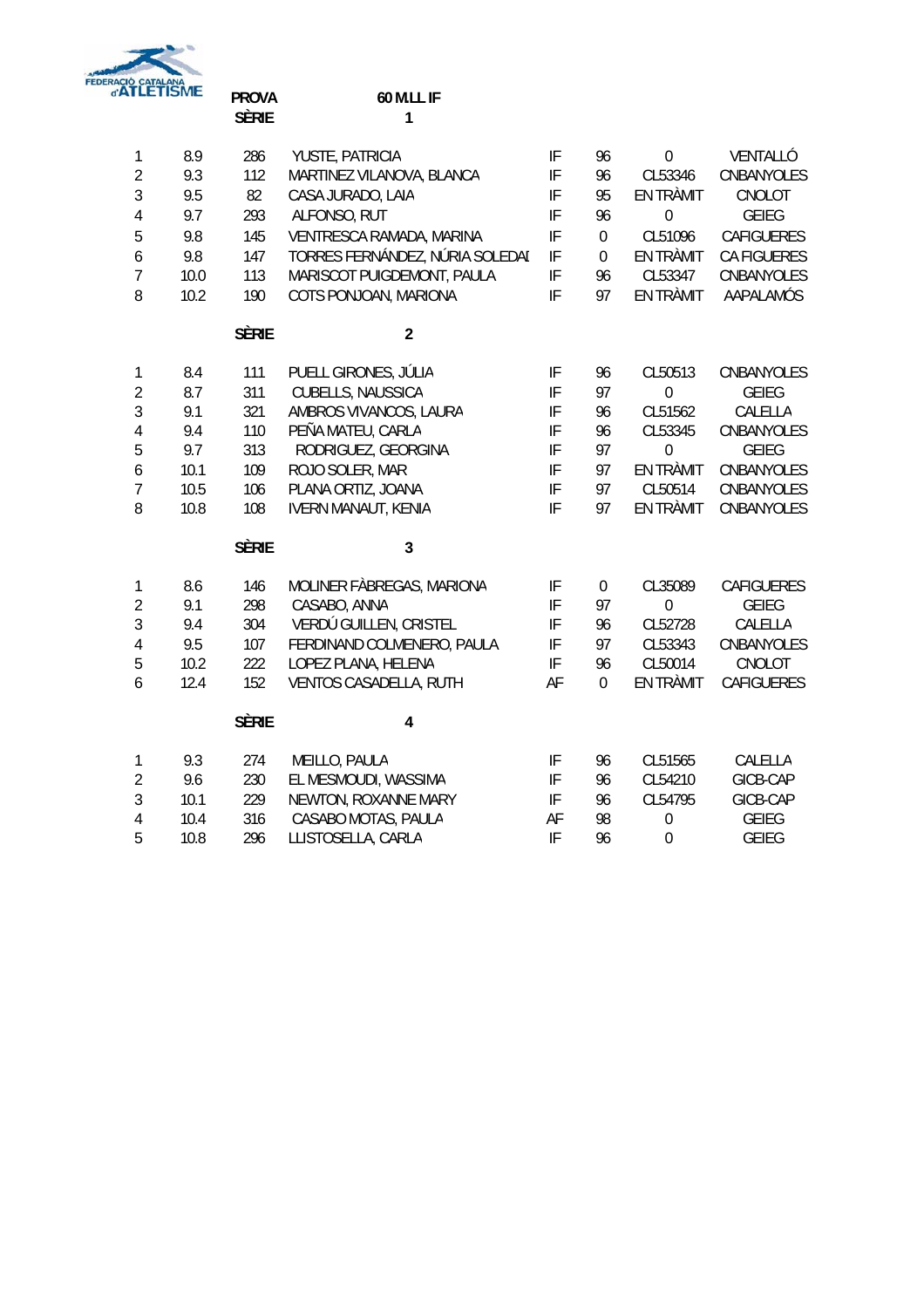FEDERACIÓ CATALANA d'ATLETISME

**PROVA** 60 M.LL IF

**SÈRIE** 1

| | | | | | | | |
|---|---|---|---|---|---|---|---|
| 1 | 8.9 | 286 | YUSTE, PATRICIA | IF | 96 | 0 | VENTALLÓ |
| 2 | 9.3 | 112 | MARTINEZ VILANOVA, BLANCA | IF | 96 | CL53346 | CNBANYOLES |
| 3 | 9.5 | 82 | CASA JURADO, LAIA | IF | 95 | EN TRÀMIT | CNOLOT |
| 4 | 9.7 | 293 | ALFONSO, RUT | IF | 96 | 0 | GEIEG |
| 5 | 9.8 | 145 | VENTRESCA RAMADA, MARINA | IF | 0 | CL51096 | CAFIGUERES |
| 6 | 9.8 | 147 | TORRES FERNÁNDEZ, NÚRIA SOLEDAI | IF | 0 | EN TRÀMIT | CA FIGUERES |
| 7 | 10.0 | 113 | MARISCOT PUIGDEMONT, PAULA | IF | 96 | CL53347 | CNBANYOLES |
| 8 | 10.2 | 190 | COTS PONJOAN, MARIONA | IF | 97 | EN TRÀMIT | AAPALAMÓS |

**SÈRIE** 2

| | | | | | | | |
|---|---|---|---|---|---|---|---|
| 1 | 8.4 | 111 | PUELL GIRONES, JÚLIA | IF | 96 | CL50513 | CNBANYOLES |
| 2 | 8.7 | 311 | CUBELLS, NAUSSICA | IF | 97 | 0 | GEIEG |
| 3 | 9.1 | 321 | AMBROS VIVANCOS, LAURA | IF | 96 | CL51562 | CALELLA |
| 4 | 9.4 | 110 | PEÑA MATEU, CARLA | IF | 96 | CL53345 | CNBANYOLES |
| 5 | 9.7 | 313 | RODRIGUEZ, GEORGINA | IF | 97 | 0 | GEIEG |
| 6 | 10.1 | 109 | ROJO SOLER, MAR | IF | 97 | EN TRÀMIT | CNBANYOLES |
| 7 | 10.5 | 106 | PLANA ORTIZ, JOANA | IF | 97 | CL50514 | CNBANYOLES |
| 8 | 10.8 | 108 | IVERN MANAUT, KENIA | IF | 97 | EN TRÀMIT | CNBANYOLES |

**SÈRIE** 3

| | | | | | | | |
|---|---|---|---|---|---|---|---|
| 1 | 8.6 | 146 | MOLINER FÀBREGAS, MARIONA | IF | 0 | CL35089 | CAFIGUERES |
| 2 | 9.1 | 298 | CASABO, ANNA | IF | 97 | 0 | GEIEG |
| 3 | 9.4 | 304 | VERDÚ GUILLEN, CRISTEL | IF | 96 | CL52728 | CALELLA |
| 4 | 9.5 | 107 | FERDINAND COLMENERO, PAULA | IF | 97 | CL53343 | CNBANYOLES |
| 5 | 10.2 | 222 | LOPEZ PLANA, HELENA | IF | 96 | CL50014 | CNOLOT |
| 6 | 12.4 | 152 | VENTOS CASADELLA, RUTH | AF | 0 | EN TRÀMIT | CAFIGUERES |

**SÈRIE** 4

| | | | | | | | |
|---|---|---|---|---|---|---|---|
| 1 | 9.3 | 274 | MEILLO, PAULA | IF | 96 | CL51565 | CALELLA |
| 2 | 9.6 | 230 | EL MESMOUDI, WASSIMA | IF | 96 | CL54210 | GICB-CAP |
| 3 | 10.1 | 229 | NEWTON, ROXANNE MARY | IF | 96 | CL54795 | GICB-CAP |
| 4 | 10.4 | 316 | CASABO MOTAS, PAULA | AF | 98 | 0 | GEIEG |
| 5 | 10.8 | 296 | LLISTOSELLA, CARLA | IF | 96 | 0 | GEIEG |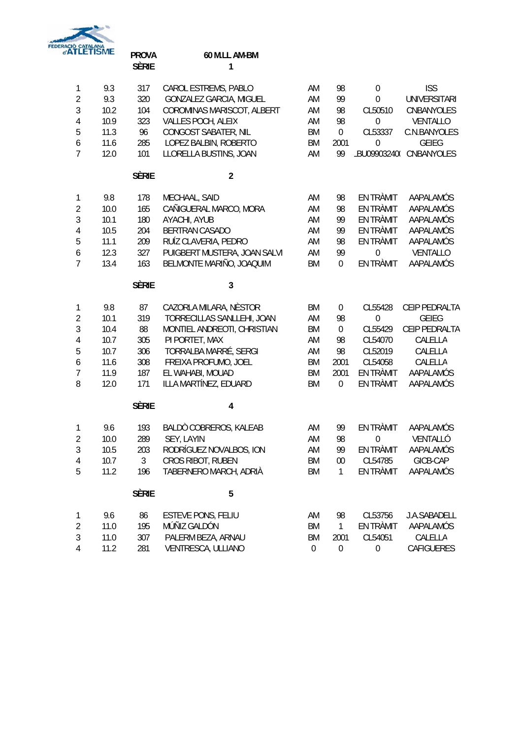FEDERACIÓ CATALANA d'ATLETISME

**PROVA** **60 M.LL AM-BM**

**SÈRIE** **1**

| | | | | | | | |
|---|---|---|---|---|---|---|---|
| 1 | 9.3 | 317 | CAROL ESTREMS, PABLO | AM | 98 | 0 | ISS |
| 2 | 9.3 | 320 | GONZALEZ GARCIA, MIGUEL | AM | 99 | 0 | UNIVERSITARI |
| 3 | 10.2 | 104 | COROMINAS MARISCOT, ALBERT | AM | 98 | CL50510 | CNBANYOLES |
| 4 | 10.9 | 323 | VALLES POCH, ALEIX | AM | 98 | 0 | VENTALLO |
| 5 | 11.3 | 96 | CONGOST SABATER, NIL | BM | 0 | CL53337 | C.N.BANYOLES |
| 6 | 11.6 | 285 | LOPEZ BALBIN, ROBERTO | BM | 2001 | 0 | GEIEG |
| 7 | 12.0 | 101 | LLORELLA BUSTINS, JOAN | AM | 99 | _BU09903240( | CNBANYOLES |

**SÈRIE** **2**

| | | | | | | | |
|---|---|---|---|---|---|---|---|
| 1 | 9.8 | 178 | MECHAAL, SAID | AM | 98 | EN TRÀMIT | AAPALAMÓS |
| 2 | 10.0 | 165 | CAÑIGUERAL MARCO, MORA | AM | 98 | EN TRÀMIT | AAPALAMÓS |
| 3 | 10.1 | 180 | AYACHI, AYUB | AM | 99 | EN TRÀMIT | AAPALAMÓS |
| 4 | 10.5 | 204 | BERTRAN CASADO | AM | 99 | EN TRÀMIT | AAPALAMÓS |
| 5 | 11.1 | 209 | RUÍZ CLAVERIA, PEDRO | AM | 98 | EN TRÀMIT | AAPALAMÓS |
| 6 | 12.3 | 327 | PUIGBERT MUSTERA, JOAN SALVI | AM | 99 | 0 | VENTALLO |
| 7 | 13.4 | 163 | BELMONTE MARIÑO, JOAQUIM | BM | 0 | EN TRÀMIT | AAPALAMÓS |

**SÈRIE** **3**

| | | | | | | | |
|---|---|---|---|---|---|---|---|
| 1 | 9.8 | 87 | CAZORLA MILARA, NÈSTOR | BM | 0 | CL55428 | CEIP PEDRALTA |
| 2 | 10.1 | 319 | TORRECILLAS SANLLEHI, JOAN | AM | 98 | 0 | GEIEG |
| 3 | 10.4 | 88 | MONTIEL ANDREOTI, CHRISTIAN | BM | 0 | CL55429 | CEIP PEDRALTA |
| 4 | 10.7 | 305 | PI PORTET, MAX | AM | 98 | CL54070 | CALELLA |
| 5 | 10.7 | 306 | TORRALBA MARRÉ, SERGI | AM | 98 | CL52019 | CALELLA |
| 6 | 11.6 | 308 | FREIXA PROFUMO, JOEL | BM | 2001 | CL54058 | CALELLA |
| 7 | 11.9 | 187 | EL WAHABI, MOUAD | BM | 2001 | EN TRÀMIT | AAPALAMÓS |
| 8 | 12.0 | 171 | ILLA MARTÍNEZ, EDUARD | BM | 0 | EN TRÀMIT | AAPALAMÓS |

**SÈRIE** **4**

| | | | | | | | |
|---|---|---|---|---|---|---|---|
| 1 | 9.6 | 193 | BALDÒ COBREROS, KALEAB | AM | 99 | EN TRÀMIT | AAPALAMÓS |
| 2 | 10.0 | 289 | SEY, LAYIN | AM | 98 | 0 | VENTALLÓ |
| 3 | 10.5 | 203 | RODRÍGUEZ NOVALBOS, ION | AM | 99 | EN TRÀMIT | AAPALAMÓS |
| 4 | 10.7 | 3 | CROS RIBOT, RUBEN | BM | 00 | CL54785 | GICB-CAP |
| 5 | 11.2 | 196 | TABERNERO MARCH, ADRIÀ | BM | 1 | EN TRÀMIT | AAPALAMÓS |

**SÈRIE** **5**

| | | | | | | | |
|---|---|---|---|---|---|---|---|
| 1 | 9.6 | 86 | ESTEVE PONS, FELIU | AM | 98 | CL53756 | J.A.SABADELL |
| 2 | 11.0 | 195 | MÚÑIZ GALDÓN | BM | 1 | EN TRÀMIT | AAPALAMÓS |
| 3 | 11.0 | 307 | PALERM BEZA, ARNAU | BM | 2001 | CL54051 | CALELLA |
| 4 | 11.2 | 281 | VENTRESCA, ULLIANO | 0 | 0 | 0 | CAFIGUERES |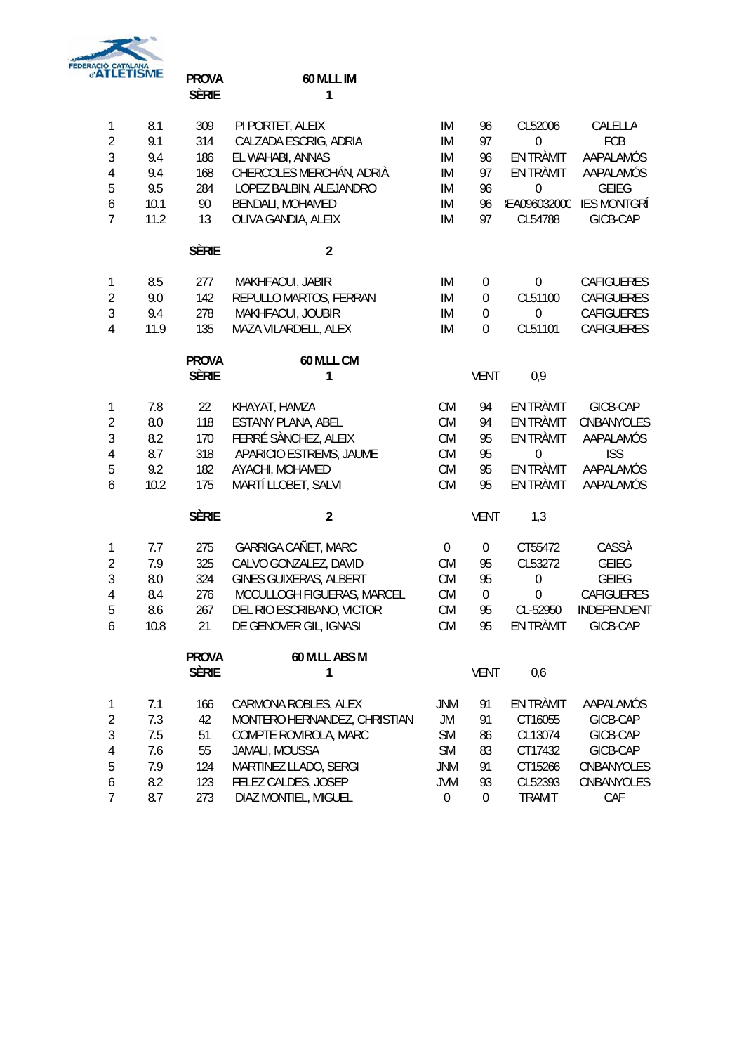FEDERACIÓ CATALANA d'ATLETISME

| PROVA | 60 M.LL IM | | | | | |
|---|---|---|---|---|---|---|
| SÈRIE | 1 | | | | | |

| | | | | | | | |
|---|---|---|---|---|---|---|---|
| 1 | 8.1 | 309 | PI PORTET, ALEIX | IM | 96 | CL52006 | CALELLA |
| 2 | 9.1 | 314 | CALZADA ESCRIG, ADRIA | IM | 97 | 0 | FCB |
| 3 | 9.4 | 186 | EL WAHABI, ANNAS | IM | 96 | EN TRÀMIT | AAPALAMÓS |
| 4 | 9.4 | 168 | CHERCOLES MERCHÁN, ADRIÀ | IM | 97 | EN TRÀMIT | AAPALAMÓS |
| 5 | 9.5 | 284 | LOPEZ BALBIN, ALEJANDRO | IM | 96 | 0 | GEIEG |
| 6 | 10.1 | 90 | BENDALI, MOHAMED | IM | 96 | EA096032000 | IES MONTGRÍ |
| 7 | 11.2 | 13 | OLIVA GANDIA, ALEIX | IM | 97 | CL54788 | GICB-CAP |

**SÈRIE 2**

| | | | | | | | |
|---|---|---|---|---|---|---|---|
| 1 | 8.5 | 277 | MAKHFAOUI, JABIR | IM | 0 | 0 | CAFIGUERES |
| 2 | 9.0 | 142 | REPULLO MARTOS, FERRAN | IM | 0 | CL51100 | CAFIGUERES |
| 3 | 9.4 | 278 | MAKHFAOUI, JOUBIR | IM | 0 | 0 | CAFIGUERES |
| 4 | 11.9 | 135 | MAZA VILARDELL, ALEX | IM | 0 | CL51101 | CAFIGUERES |

**PROVA 60 M.LL CM**

**SÈRIE 1** — VENT 0,9

| | | | | | | | |
|---|---|---|---|---|---|---|---|
| 1 | 7.8 | 22 | KHAYAT, HAMZA | CM | 94 | EN TRÀMIT | GICB-CAP |
| 2 | 8.0 | 118 | ESTANY PLANA, ABEL | CM | 94 | EN TRÀMIT | CNBANYOLES |
| 3 | 8.2 | 170 | FERRÉ SÀNCHEZ, ALEIX | CM | 95 | EN TRÀMIT | AAPALAMÓS |
| 4 | 8.7 | 318 | APARICIO ESTREMS, JAUME | CM | 95 | 0 | ISS |
| 5 | 9.2 | 182 | AYACHI, MOHAMED | CM | 95 | EN TRÀMIT | AAPALAMÓS |
| 6 | 10.2 | 175 | MARTÍ LLOBET, SALVI | CM | 95 | EN TRÀMIT | AAPALAMÓS |

**SÈRIE 2** — VENT 1,3

| | | | | | | | |
|---|---|---|---|---|---|---|---|
| 1 | 7.7 | 275 | GARRIGA CAÑET, MARC | 0 | 0 | CT55472 | CASSÀ |
| 2 | 7.9 | 325 | CALVO GONZALEZ, DAVID | CM | 95 | CL53272 | GEIEG |
| 3 | 8.0 | 324 | GINES GUIXERAS, ALBERT | CM | 95 | 0 | GEIEG |
| 4 | 8.4 | 276 | MCCULLOGH FIGUERAS, MARCEL | CM | 0 | 0 | CAFIGUERES |
| 5 | 8.6 | 267 | DEL RIO ESCRIBANO, VICTOR | CM | 95 | CL-52950 | INDEPENDENT |
| 6 | 10.8 | 21 | DE GENOVER GIL, IGNASI | CM | 95 | EN TRÀMIT | GICB-CAP |

**PROVA 60 M.LL ABS M**

**SÈRIE 1** — VENT 0,6

| | | | | | | | |
|---|---|---|---|---|---|---|---|
| 1 | 7.1 | 166 | CARMONA ROBLES, ALEX | JNM | 91 | EN TRÀMIT | AAPALAMÓS |
| 2 | 7.3 | 42 | MONTERO HERNANDEZ, CHRISTIAN | JM | 91 | CT16055 | GICB-CAP |
| 3 | 7.5 | 51 | COMPTE ROVIROLA, MARC | SM | 86 | CL13074 | GICB-CAP |
| 4 | 7.6 | 55 | JAMALI, MOUSSA | SM | 83 | CT17432 | GICB-CAP |
| 5 | 7.9 | 124 | MARTINEZ LLADO, SERGI | JNM | 91 | CT15266 | CNBANYOLES |
| 6 | 8.2 | 123 | FELEZ CALDES, JOSEP | JVM | 93 | CL52393 | CNBANYOLES |
| 7 | 8.7 | 273 | DIAZ MONTIEL, MIGUEL | 0 | 0 | TRAMIT | CAF |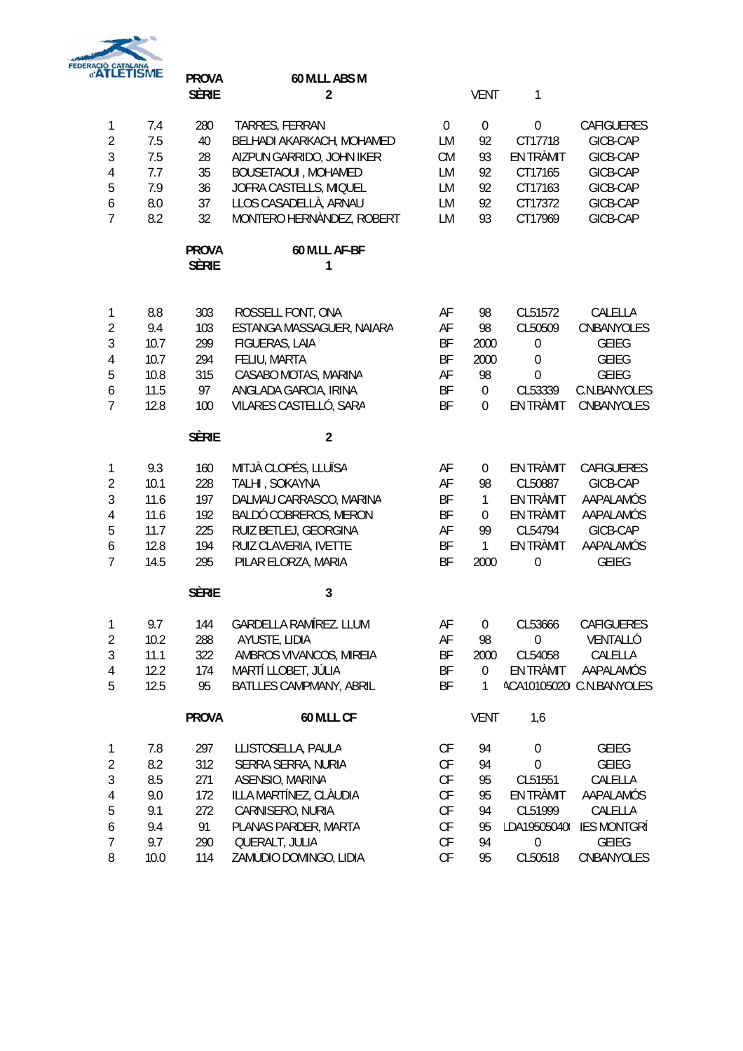FEDERACIÓ CATALANA d'ATLETISME

| PROVA | | | 60 M.LL ABS M | | | | |
|---|---|---|---|---|---|---|---|
| SÈRIE | | | 2 | | VENT | 1 | |
| 1 | 7.4 | 280 | TARRES, FERRAN | 0 | 0 | 0 | CAFIGUERES |
| 2 | 7.5 | 40 | BELHADI AKARKACH, MOHAMED | LM | 92 | CT17718 | GICB-CAP |
| 3 | 7.5 | 28 | AIZPUN GARRIDO, JOHN IKER | CM | 93 | EN TRÀMIT | GICB-CAP |
| 4 | 7.7 | 35 | BOUSETAOUI , MOHAMED | LM | 92 | CT17165 | GICB-CAP |
| 5 | 7.9 | 36 | JOFRA CASTELLS, MIQUEL | LM | 92 | CT17163 | GICB-CAP |
| 6 | 8.0 | 37 | LLOS CASADELLÀ, ARNAU | LM | 92 | CT17372 | GICB-CAP |
| 7 | 8.2 | 32 | MONTERO HERNÀNDEZ, ROBERT | LM | 93 | CT17969 | GICB-CAP |

| PROVA | | | 60 M.LL AF-BF | | | | |
|---|---|---|---|---|---|---|---|
| SÈRIE | | | 1 | | | | |
| 1 | 8.8 | 303 | ROSSELL FONT, ONA | AF | 98 | CL51572 | CALELLA |
| 2 | 9.4 | 103 | ESTANGA MASSAGUER, NAIARA | AF | 98 | CL50509 | CNBANYOLES |
| 3 | 10.7 | 299 | FIGUERAS, LAIA | BF | 2000 | 0 | GEIEG |
| 4 | 10.7 | 294 | FELIU, MARTA | BF | 2000 | 0 | GEIEG |
| 5 | 10.8 | 315 | CASABO MOTAS, MARINA | AF | 98 | 0 | GEIEG |
| 6 | 11.5 | 97 | ANGLADA GARCIA, IRINA | BF | 0 | CL53339 | C.N.BANYOLES |
| 7 | 12.8 | 100 | VILARES CASTELLÓ, SARA | BF | 0 | EN TRÀMIT | CNBANYOLES |
| SÈRIE | | | 2 | | | | |
| 1 | 9.3 | 160 | MITJÀ CLOPÉS, LLUÏSA | AF | 0 | EN TRÀMIT | CAFIGUERES |
| 2 | 10.1 | 228 | TALHI , SOKAYNA | AF | 98 | CL50887 | GICB-CAP |
| 3 | 11.6 | 197 | DALMAU CARRASCO, MARINA | BF | 1 | EN TRÀMIT | AAPALAMÓS |
| 4 | 11.6 | 192 | BALDÓ COBREROS, MERON | BF | 0 | EN TRÀMIT | AAPALAMÓS |
| 5 | 11.7 | 225 | RUIZ BETLEJ, GEORGINA | AF | 99 | CL54794 | GICB-CAP |
| 6 | 12.8 | 194 | RUIZ CLAVERIA, IVETTE | BF | 1 | EN TRÀMIT | AAPALAMÓS |
| 7 | 14.5 | 295 | PILAR ELORZA, MARIA | BF | 2000 | 0 | GEIEG |
| SÈRIE | | | 3 | | | | |
| 1 | 9.7 | 144 | GARDELLA RAMÍREZ. LLUM | AF | 0 | CL53666 | CAFIGUERES |
| 2 | 10.2 | 288 | AYUSTE, LIDIA | AF | 98 | 0 | VENTALLÓ |
| 3 | 11.1 | 322 | AMBROS VIVANCOS, MIREIA | BF | 2000 | CL54058 | CALELLA |
| 4 | 12.2 | 174 | MARTÍ LLOBET, JÚLIA | BF | 0 | EN TRÀMIT | AAPALAMÓS |
| 5 | 12.5 | 95 | BATLLES CAMPMANY, ABRIL | BF | 1 | ACA10105020 | C.N.BANYOLES |

| PROVA | | | 60 M.LL CF | | VENT | 1,6 | |
|---|---|---|---|---|---|---|---|
| 1 | 7.8 | 297 | LLISTOSELLA, PAULA | CF | 94 | 0 | GEIEG |
| 2 | 8.2 | 312 | SERRA SERRA, NURIA | CF | 94 | 0 | GEIEG |
| 3 | 8.5 | 271 | ASENSIO, MARINA | CF | 95 | CL51551 | CALELLA |
| 4 | 9.0 | 172 | ILLA MARTÍNEZ, CLÀUDIA | CF | 95 | EN TRÀMIT | AAPALAMÓS |
| 5 | 9.1 | 272 | CARNISERO, NURIA | CF | 94 | CL51999 | CALELLA |
| 6 | 9.4 | 91 | PLANAS PARDER, MARTA | CF | 95 | LDA19505040 | IES MONTGRÍ |
| 7 | 9.7 | 290 | QUERALT, JULIA | CF | 94 | 0 | GEIEG |
| 8 | 10.0 | 114 | ZAMUDIO DOMINGO, LIDIA | CF | 95 | CL50518 | CNBANYOLES |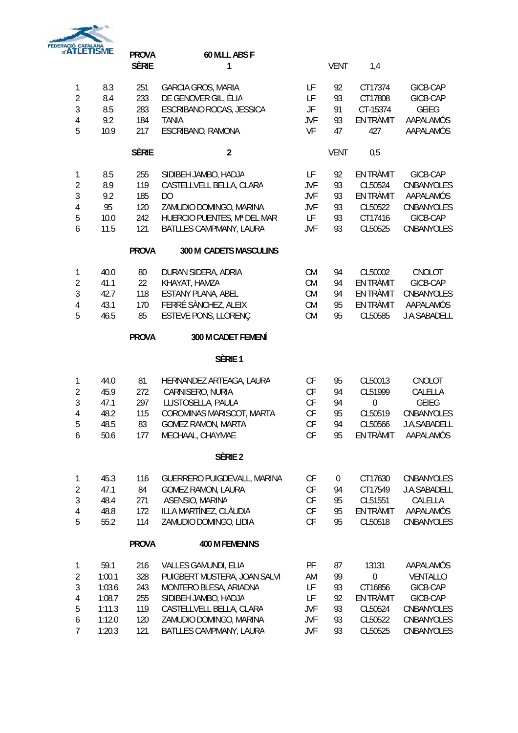FEDERACIÓ CATALANA d'ATLETISME

**PROVA** 60 M.LL ABS F

**SÈRIE** 1 VENT 1,4

| | | | | | | | |
|---|---|---|---|---|---|---|---|
| 1 | 8.3 | 251 | GARCIA GROS, MARIA | LF | 92 | CT17374 | GICB-CAP |
| 2 | 8.4 | 233 | DE GENOVER GIL, ÈLIA | LF | 93 | CT17808 | GICB-CAP |
| 3 | 8.5 | 283 | ESCRIBANO ROCAS, JESSICA | JF | 91 | CT-15374 | GEIEG |
| 4 | 9.2 | 184 | TANIA | JVF | 93 | EN TRÀMIT | AAPALAMÓS |
| 5 | 10.9 | 217 | ESCRIBANO, RAMONA | VF | 47 | 427 | AAPALAMÓS |

**SÈRIE** 2 VENT 0,5

| | | | | | | | |
|---|---|---|---|---|---|---|---|
| 1 | 8.5 | 255 | SIDIBEH JAMBO, HADJA | LF | 92 | EN TRÀMIT | GICB-CAP |
| 2 | 8.9 | 119 | CASTELLVELL BELLA, CLARA | JVF | 93 | CL50524 | CNBANYOLES |
| 3 | 9.2 | 185 | DO | JVF | 93 | EN TRÀMIT | AAPALAMÓS |
| 4 | 95 | 120 | ZAMUDIO DOMINGO, MARINA | JVF | 93 | CL50522 | CNBANYOLES |
| 5 | 10.0 | 242 | HUERCIO PUENTES, Mª DEL MAR | LF | 93 | CT17416 | GICB-CAP |
| 6 | 11.5 | 121 | BATLLES CAMPMANY, LAURA | JVF | 93 | CL50525 | CNBANYOLES |

**PROVA** 300 M CADETS MASCULINS

| | | | | | | | |
|---|---|---|---|---|---|---|---|
| 1 | 40.0 | 80 | DURAN SIDERA, ADRIA | CM | 94 | CL50002 | CNOLOT |
| 2 | 41.1 | 22 | KHAYAT, HAMZA | CM | 94 | EN TRÀMIT | GICB-CAP |
| 3 | 42.7 | 118 | ESTANY PLANA, ABEL | CM | 94 | EN TRÀMIT | CNBANYOLES |
| 4 | 43.1 | 170 | FERRÉ SÀNCHEZ, ALEIX | CM | 95 | EN TRÀMIT | AAPALAMÓS |
| 5 | 46.5 | 85 | ESTEVE PONS, LLORENÇ | CM | 95 | CL50585 | J.A.SABADELL |

**PROVA** 300 M CADET FEMENÍ

**SÈRIE 1**

| | | | | | | | |
|---|---|---|---|---|---|---|---|
| 1 | 44.0 | 81 | HERNANDEZ ARTEAGA, LAURA | CF | 95 | CL50013 | CNOLOT |
| 2 | 45.9 | 272 | CARNISERO, NURIA | CF | 94 | CL51999 | CALELLA |
| 3 | 47.1 | 297 | LLISTOSELLA, PAULA | CF | 94 | 0 | GEIEG |
| 4 | 48.2 | 115 | COROMINAS MARISCOT, MARTA | CF | 95 | CL50519 | CNBANYOLES |
| 5 | 48.5 | 83 | GOMEZ RAMON, MARTA | CF | 94 | CL50566 | J.A.SABADELL |
| 6 | 50.6 | 177 | MECHAAL, CHAYMAE | CF | 95 | EN TRÀMIT | AAPALAMÓS |

**SÈRIE 2**

| | | | | | | | |
|---|---|---|---|---|---|---|---|
| 1 | 45.3 | 116 | GUERRERO PUIGDEVALL, MARINA | CF | 0 | CT17630 | CNBANYOLES |
| 2 | 47.1 | 84 | GOMEZ RAMON, LAURA | CF | 94 | CT17549 | J.A.SABADELL |
| 3 | 48.4 | 271 | ASENSIO, MARINA | CF | 95 | CL51551 | CALELLA |
| 4 | 48.8 | 172 | ILLA MARTÍNEZ, CLÀUDIA | CF | 95 | EN TRÀMIT | AAPALAMÓS |
| 5 | 55.2 | 114 | ZAMUDIO DOMINGO, LIDIA | CF | 95 | CL50518 | CNBANYOLES |

**PROVA** 400 M FEMENINS

| | | | | | | | |
|---|---|---|---|---|---|---|---|
| 1 | 59.1 | 216 | VALLES GAMUNDI, ELIA | PF | 87 | 13131 | AAPALAMÓS |
| 2 | 1:00.1 | 328 | PUIGBERT MUSTERA, JOAN SALVI | AM | 99 | 0 | VENTALLO |
| 3 | 1:03.6 | 243 | MONTERO BLESA, ARIADNA | LF | 93 | CT16856 | GICB-CAP |
| 4 | 1:08.7 | 255 | SIDIBEH JAMBO, HADJA | LF | 92 | EN TRÀMIT | GICB-CAP |
| 5 | 1:11.3 | 119 | CASTELLVELL BELLA, CLARA | JVF | 93 | CL50524 | CNBANYOLES |
| 6 | 1:12.0 | 120 | ZAMUDIO DOMINGO, MARINA | JVF | 93 | CL50522 | CNBANYOLES |
| 7 | 1:20.3 | 121 | BATLLES CAMPMANY, LAURA | JVF | 93 | CL50525 | CNBANYOLES |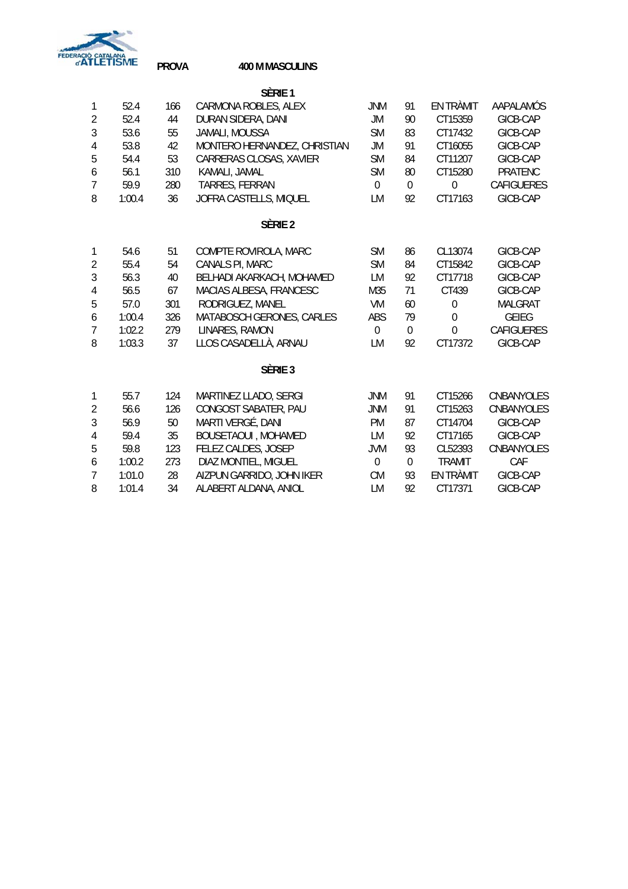FEDERACIÓ CATALANA d'ATLETISME

**PROVA** **400 M MASCULINS**

### SÈRIE 1

| | | | | | | | |
|---|---|---|---|---|---|---|---|
| 1 | 52.4 | 166 | CARMONA ROBLES, ALEX | JNM | 91 | EN TRÀMIT | AAPALAMÓS |
| 2 | 52.4 | 44 | DURAN SIDERA, DANI | JM | 90 | CT15359 | GICB-CAP |
| 3 | 53.6 | 55 | JAMALI, MOUSSA | SM | 83 | CT17432 | GICB-CAP |
| 4 | 53.8 | 42 | MONTERO HERNANDEZ, CHRISTIAN | JM | 91 | CT16055 | GICB-CAP |
| 5 | 54.4 | 53 | CARRERAS CLOSAS, XAVIER | SM | 84 | CT11207 | GICB-CAP |
| 6 | 56.1 | 310 | KAMALI, JAMAL | SM | 80 | CT15280 | PRATENC |
| 7 | 59.9 | 280 | TARRES, FERRAN | 0 | 0 | 0 | CAFIGUERES |
| 8 | 1:00.4 | 36 | JOFRA CASTELLS, MIQUEL | LM | 92 | CT17163 | GICB-CAP |

### SÈRIE 2

| | | | | | | | |
|---|---|---|---|---|---|---|---|
| 1 | 54.6 | 51 | COMPTE ROVIROLA, MARC | SM | 86 | CL13074 | GICB-CAP |
| 2 | 55.4 | 54 | CANALS PI, MARC | SM | 84 | CT15842 | GICB-CAP |
| 3 | 56.3 | 40 | BELHADI AKARKACH, MOHAMED | LM | 92 | CT17718 | GICB-CAP |
| 4 | 56.5 | 67 | MACIAS ALBESA, FRANCESC | M35 | 71 | CT439 | GICB-CAP |
| 5 | 57.0 | 301 | RODRIGUEZ, MANEL | VM | 60 | 0 | MALGRAT |
| 6 | 1:00.4 | 326 | MATABOSCH GERONES, CARLES | ABS | 79 | 0 | GEIEG |
| 7 | 1:02.2 | 279 | LINARES, RAMON | 0 | 0 | 0 | CAFIGUERES |
| 8 | 1:03.3 | 37 | LLOS CASADELLÀ, ARNAU | LM | 92 | CT17372 | GICB-CAP |

### SÈRIE 3

| | | | | | | | |
|---|---|---|---|---|---|---|---|
| 1 | 55.7 | 124 | MARTINEZ LLADO, SERGI | JNM | 91 | CT15266 | CNBANYOLES |
| 2 | 56.6 | 126 | CONGOST SABATER, PAU | JNM | 91 | CT15263 | CNBANYOLES |
| 3 | 56.9 | 50 | MARTI VERGÉ, DANI | PM | 87 | CT14704 | GICB-CAP |
| 4 | 59.4 | 35 | BOUSETAOUI , MOHAMED | LM | 92 | CT17165 | GICB-CAP |
| 5 | 59.8 | 123 | FELEZ CALDES, JOSEP | JVM | 93 | CL52393 | CNBANYOLES |
| 6 | 1:00.2 | 273 | DIAZ MONTIEL, MIGUEL | 0 | 0 | TRAMIT | CAF |
| 7 | 1:01.0 | 28 | AIZPUN GARRIDO, JOHN IKER | CM | 93 | EN TRÀMIT | GICB-CAP |
| 8 | 1:01.4 | 34 | ALABERT ALDANA, ANIOL | LM | 92 | CT17371 | GICB-CAP |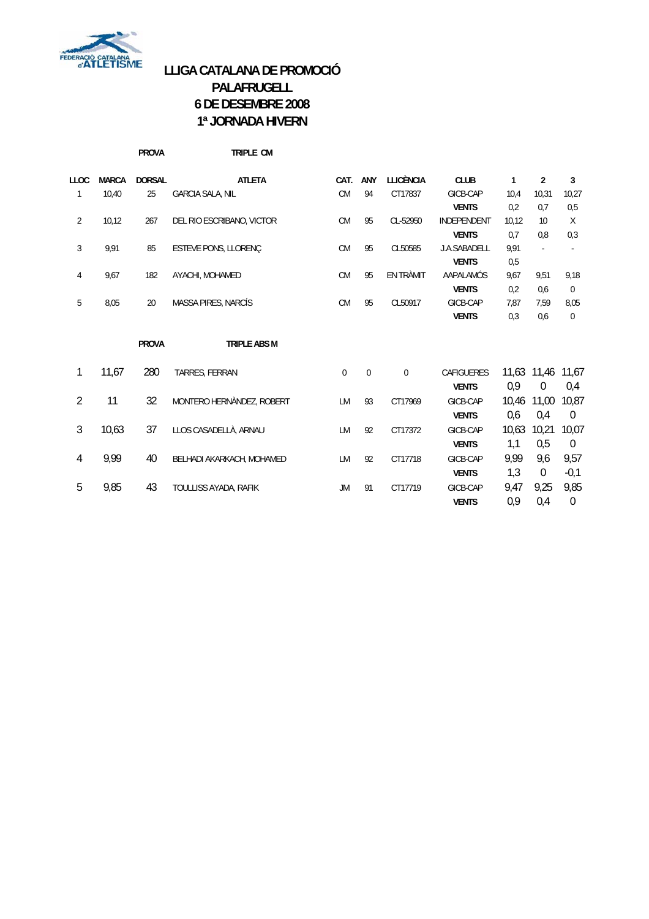# LLIGA CATALANA DE PROMOCIÓ
# PALAFRUGELL
# 6 DE DESEMBRE 2008
# 1ª JORNADA HIVERN

**PROVA** **TRIPLE CM**

| LLOC | MARCA | DORSAL | ATLETA | CAT. | ANY | LLICÈNCIA | CLUB | 1 | 2 | 3 |
|---|---|---|---|---|---|---|---|---|---|---|
| 1 | 10,40 | 25 | GARCIA SALA, NIL | CM | 94 | CT17837 | GICB-CAP | 10,4 | 10,31 | 10,27 |
| | | | | | | | **VENTS** | 0,2 | 0,7 | 0,5 |
| 2 | 10,12 | 267 | DEL RIO ESCRIBANO, VICTOR | CM | 95 | CL-52950 | INDEPENDENT | 10,12 | 10 | X |
| | | | | | | | **VENTS** | 0,7 | 0,8 | 0,3 |
| 3 | 9,91 | 85 | ESTEVE PONS, LLORENÇ | CM | 95 | CL50585 | J.A.SABADELL | 9,91 | - | - |
| | | | | | | | **VENTS** | 0,5 | | |
| 4 | 9,67 | 182 | AYACHI, MOHAMED | CM | 95 | EN TRÀMIT | AAPALAMÓS | 9,67 | 9,51 | 9,18 |
| | | | | | | | **VENTS** | 0,2 | 0,6 | 0 |
| 5 | 8,05 | 20 | MASSA PIRES, NARCÍS | CM | 95 | CL50917 | GICB-CAP | 7,87 | 7,59 | 8,05 |
| | | | | | | | **VENTS** | 0,3 | 0,6 | 0 |

**PROVA** **TRIPLE ABS M**

| LLOC | MARCA | DORSAL | ATLETA | CAT. | ANY | LLICÈNCIA | CLUB | 1 | 2 | 3 |
|---|---|---|---|---|---|---|---|---|---|---|
| 1 | 11,67 | 280 | TARRES, FERRAN | 0 | 0 | 0 | CAFIGUERES | 11,63 | 11,46 | 11,67 |
| | | | | | | | **VENTS** | 0,9 | 0 | 0,4 |
| 2 | 11 | 32 | MONTERO HERNÀNDEZ, ROBERT | LM | 93 | CT17969 | GICB-CAP | 10,46 | 11,00 | 10,87 |
| | | | | | | | **VENTS** | 0,6 | 0,4 | 0 |
| 3 | 10,63 | 37 | LLOS CASADELLÀ, ARNAU | LM | 92 | CT17372 | GICB-CAP | 10,63 | 10,21 | 10,07 |
| | | | | | | | **VENTS** | 1,1 | 0,5 | 0 |
| 4 | 9,99 | 40 | BELHADI AKARKACH, MOHAMED | LM | 92 | CT17718 | GICB-CAP | 9,99 | 9,6 | 9,57 |
| | | | | | | | **VENTS** | 1,3 | 0 | -0,1 |
| 5 | 9,85 | 43 | TOULLISS AYADA, RAFIK | JM | 91 | CT17719 | GICB-CAP | 9,47 | 9,25 | 9,85 |
| | | | | | | | **VENTS** | 0,9 | 0,4 | 0 |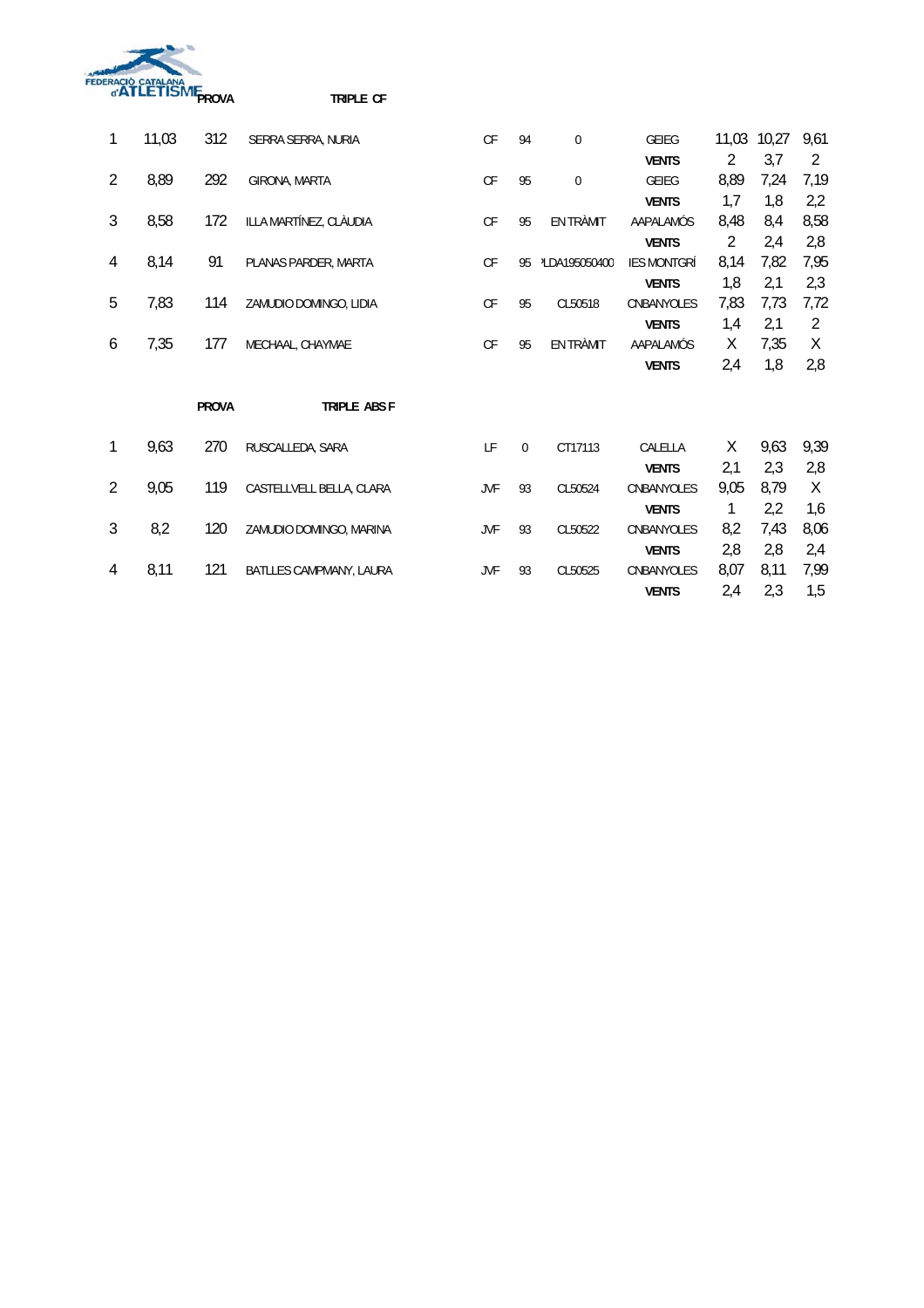FEDERACIÓ CATALANA d'ATLETISME

**PROVA** **TRIPLE CF**

| | | | | | | | | | | |
|---|---|---|---|---|---|---|---|---|---|---|
| 1 | 11,03 | 312 | SERRA SERRA, NURIA | CF | 94 | 0 | GEIEG | 11,03 | 10,27 | 9,61 |
| | | | | | | | **VENTS** | 2 | 3,7 | 2 |
| 2 | 8,89 | 292 | GIRONA, MARTA | CF | 95 | 0 | GEIEG | 8,89 | 7,24 | 7,19 |
| | | | | | | | **VENTS** | 1,7 | 1,8 | 2,2 |
| 3 | 8,58 | 172 | ILLA MARTÍNEZ, CLÀUDIA | CF | 95 | EN TRÀMIT | AAPALAMÓS | 8,48 | 8,4 | 8,58 |
| | | | | | | | **VENTS** | 2 | 2,4 | 2,8 |
| 4 | 8,14 | 91 | PLANAS PARDER, MARTA | CF | 95 | ᵖLDA195050400 | IES MONTGRÍ | 8,14 | 7,82 | 7,95 |
| | | | | | | | **VENTS** | 1,8 | 2,1 | 2,3 |
| 5 | 7,83 | 114 | ZAMUDIO DOMINGO, LIDIA | CF | 95 | CL50518 | CNBANYOLES | 7,83 | 7,73 | 7,72 |
| | | | | | | | **VENTS** | 1,4 | 2,1 | 2 |
| 6 | 7,35 | 177 | MECHAAL, CHAYMAE | CF | 95 | EN TRÀMIT | AAPALAMÓS | X | 7,35 | X |
| | | | | | | | **VENTS** | 2,4 | 1,8 | 2,8 |

**PROVA** **TRIPLE ABS F**

| | | | | | | | | | | |
|---|---|---|---|---|---|---|---|---|---|---|
| 1 | 9,63 | 270 | RUSCALLEDA, SARA | LF | 0 | CT17113 | CALELLA | X | 9,63 | 9,39 |
| | | | | | | | **VENTS** | 2,1 | 2,3 | 2,8 |
| 2 | 9,05 | 119 | CASTELLVELL BELLA, CLARA | JVF | 93 | CL50524 | CNBANYOLES | 9,05 | 8,79 | X |
| | | | | | | | **VENTS** | 1 | 2,2 | 1,6 |
| 3 | 8,2 | 120 | ZAMUDIO DOMINGO, MARINA | JVF | 93 | CL50522 | CNBANYOLES | 8,2 | 7,43 | 8,06 |
| | | | | | | | **VENTS** | 2,8 | 2,8 | 2,4 |
| 4 | 8,11 | 121 | BATLLES CAMPMANY, LAURA | JVF | 93 | CL50525 | CNBANYOLES | 8,07 | 8,11 | 7,99 |
| | | | | | | | **VENTS** | 2,4 | 2,3 | 1,5 |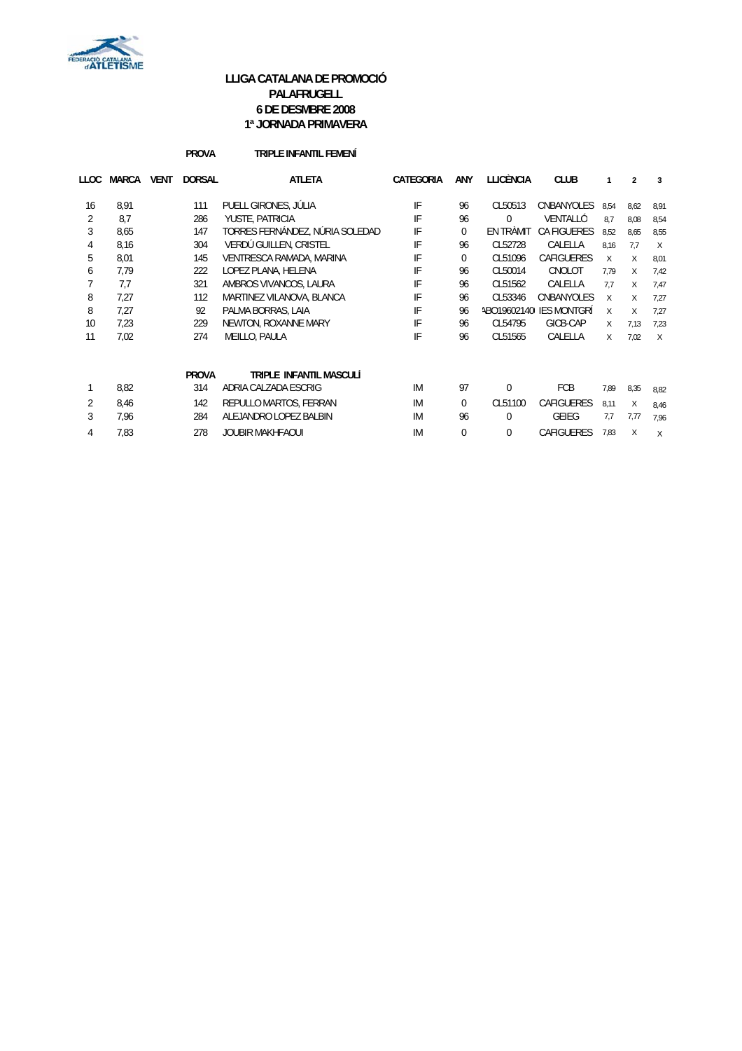**LLIGA CATALANA DE PROMOCIÓ**
**PALAFRUGELL**
**6 DE DESMBRE 2008**
**1ª JORNADA PRIMAVERA**

**PROVA** **TRIPLE INFANTIL FEMENÍ**

| LLOC | MARCA | VENT | DORSAL | ATLETA | CATEGORIA | ANY | LLICÈNCIA | CLUB | 1 | 2 | 3 |
|---|---|---|---|---|---|---|---|---|---|---|---|
| 16 | 8,91 | | 111 | PUELL GIRONES, JÚLIA | IF | 96 | CL50513 | CNBANYOLES | 8,54 | 8,62 | 8,91 |
| 2 | 8,7 | | 286 | YUSTE, PATRICIA | IF | 96 | 0 | VENTALLÓ | 8,7 | 8,08 | 8,54 |
| 3 | 8,65 | | 147 | TORRES FERNÁNDEZ, NÚRIA SOLEDAD | IF | 0 | EN TRÀMIT | CA FIGUERES | 8,52 | 8,65 | 8,55 |
| 4 | 8,16 | | 304 | VERDÚ GUILLEN, CRISTEL | IF | 96 | CL52728 | CALELLA | 8,16 | 7,7 | X |
| 5 | 8,01 | | 145 | VENTRESCA RAMADA, MARINA | IF | 0 | CL51096 | CAFIGUERES | X | X | 8,01 |
| 6 | 7,79 | | 222 | LOPEZ PLANA, HELENA | IF | 96 | CL50014 | CNOLOT | 7,79 | X | 7,42 |
| 7 | 7,7 | | 321 | AMBROS VIVANCOS, LAURA | IF | 96 | CL51562 | CALELLA | 7,7 | X | 7,47 |
| 8 | 7,27 | | 112 | MARTINEZ VILANOVA, BLANCA | IF | 96 | CL53346 | CNBANYOLES | X | X | 7,27 |
| 8 | 7,27 | | 92 | PALMA BORRAS, LAIA | IF | 96 | ABO19602140 | IES MONTGRÍ | X | X | 7,27 |
| 10 | 7,23 | | 229 | NEWTON, ROXANNE MARY | IF | 96 | CL54795 | GICB-CAP | X | 7,13 | 7,23 |
| 11 | 7,02 | | 274 | MEILLO, PAULA | IF | 96 | CL51565 | CALELLA | X | 7,02 | X |

**PROVA** **TRIPLE INFANTIL MASCULÍ**

| LLOC | MARCA | VENT | DORSAL | ATLETA | CATEGORIA | ANY | LLICÈNCIA | CLUB | 1 | 2 | 3 |
|---|---|---|---|---|---|---|---|---|---|---|---|
| 1 | 8,82 | | 314 | ADRIA CALZADA ESCRIG | IM | 97 | 0 | FCB | 7,89 | 8,35 | 8,82 |
| 2 | 8,46 | | 142 | REPULLO MARTOS, FERRAN | IM | 0 | CL51100 | CAFIGUERES | 8,11 | X | 8,46 |
| 3 | 7,96 | | 284 | ALEJANDRO LOPEZ BALBIN | IM | 96 | 0 | GEIEG | 7,7 | 7,77 | 7,96 |
| 4 | 7,83 | | 278 | JOUBIR MAKHFAOUI | IM | 0 | 0 | CAFIGUERES | 7,83 | X | X |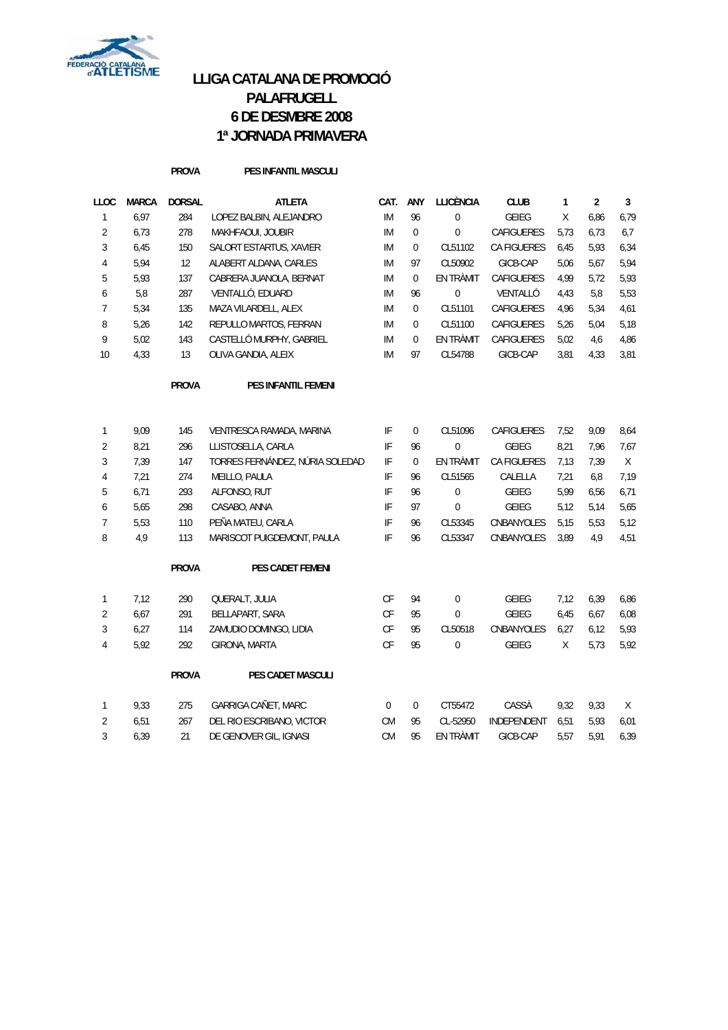# LLIGA CATALANA DE PROMOCIÓ
# PALAFRUGELL
# 6 DE DESMBRE 2008
# 1ª JORNADA PRIMAVERA

**PROVA** **PES INFANTIL MASCULI**

| LLOC | MARCA | DORSAL | ATLETA | CAT. | ANY | LLICÈNCIA | CLUB | 1 | 2 | 3 |
|---|---|---|---|---|---|---|---|---|---|---|
| 1 | 6,97 | 284 | LOPEZ BALBIN, ALEJANDRO | IM | 96 | 0 | GEIEG | X | 6,86 | 6,79 |
| 2 | 6,73 | 278 | MAKHFAOUI, JOUBIR | IM | 0 | 0 | CAFIGUERES | 5,73 | 6,73 | 6,7 |
| 3 | 6,45 | 150 | SALORT ESTARTUS, XAVIER | IM | 0 | CL51102 | CA FIGUERES | 6,45 | 5,93 | 6,34 |
| 4 | 5,94 | 12 | ALABERT ALDANA, CARLES | IM | 97 | CL50902 | GICB-CAP | 5,06 | 5,67 | 5,94 |
| 5 | 5,93 | 137 | CABRERA JUANOLA, BERNAT | IM | 0 | EN TRÀMIT | CAFIGUERES | 4,99 | 5,72 | 5,93 |
| 6 | 5,8 | 287 | VENTALLÓ, EDUARD | IM | 96 | 0 | VENTALLÓ | 4,43 | 5,8 | 5,53 |
| 7 | 5,34 | 135 | MAZA VILARDELL, ALEX | IM | 0 | CL51101 | CAFIGUERES | 4,96 | 5,34 | 4,61 |
| 8 | 5,26 | 142 | REPULLO MARTOS, FERRAN | IM | 0 | CL51100 | CAFIGUERES | 5,26 | 5,04 | 5,18 |
| 9 | 5,02 | 143 | CASTELLÓ MURPHY, GABRIEL | IM | 0 | EN TRÀMIT | CAFIGUERES | 5,02 | 4,6 | 4,86 |
| 10 | 4,33 | 13 | OLIVA GANDIA, ALEIX | IM | 97 | CL54788 | GICB-CAP | 3,81 | 4,33 | 3,81 |

**PROVA** **PES INFANTIL FEMENI**

| LLOC | MARCA | DORSAL | ATLETA | CAT. | ANY | LLICÈNCIA | CLUB | 1 | 2 | 3 |
|---|---|---|---|---|---|---|---|---|---|---|
| 1 | 9,09 | 145 | VENTRESCA RAMADA, MARINA | IF | 0 | CL51096 | CAFIGUERES | 7,52 | 9,09 | 8,64 |
| 2 | 8,21 | 296 | LLISTOSELLA, CARLA | IF | 96 | 0 | GEIEG | 8,21 | 7,96 | 7,67 |
| 3 | 7,39 | 147 | TORRES FERNÁNDEZ, NÚRIA SOLEDAD | IF | 0 | EN TRÀMIT | CA FIGUERES | 7,13 | 7,39 | X |
| 4 | 7,21 | 274 | MEILLO, PAULA | IF | 96 | CL51565 | CALELLA | 7,21 | 6,8 | 7,19 |
| 5 | 6,71 | 293 | ALFONSO, RUT | IF | 96 | 0 | GEIEG | 5,99 | 6,56 | 6,71 |
| 6 | 5,65 | 298 | CASABO, ANNA | IF | 97 | 0 | GEIEG | 5,12 | 5,14 | 5,65 |
| 7 | 5,53 | 110 | PEÑA MATEU, CARLA | IF | 96 | CL53345 | CNBANYOLES | 5,15 | 5,53 | 5,12 |
| 8 | 4,9 | 113 | MARISCOT PUIGDEMONT, PAULA | IF | 96 | CL53347 | CNBANYOLES | 3,89 | 4,9 | 4,51 |

**PROVA** **PES CADET FEMENI**

| LLOC | MARCA | DORSAL | ATLETA | CAT. | ANY | LLICÈNCIA | CLUB | 1 | 2 | 3 |
|---|---|---|---|---|---|---|---|---|---|---|
| 1 | 7,12 | 290 | QUERALT, JULIA | CF | 94 | 0 | GEIEG | 7,12 | 6,39 | 6,86 |
| 2 | 6,67 | 291 | BELLAPART, SARA | CF | 95 | 0 | GEIEG | 6,45 | 6,67 | 6,08 |
| 3 | 6,27 | 114 | ZAMUDIO DOMINGO, LIDIA | CF | 95 | CL50518 | CNBANYOLES | 6,27 | 6,12 | 5,93 |
| 4 | 5,92 | 292 | GIRONA, MARTA | CF | 95 | 0 | GEIEG | X | 5,73 | 5,92 |

**PROVA** **PES CADET MASCULI**

| LLOC | MARCA | DORSAL | ATLETA | CAT. | ANY | LLICÈNCIA | CLUB | 1 | 2 | 3 |
|---|---|---|---|---|---|---|---|---|---|---|
| 1 | 9,33 | 275 | GARRIGA CAÑET, MARC | 0 | 0 | CT55472 | CASSÀ | 9,32 | 9,33 | X |
| 2 | 6,51 | 267 | DEL RIO ESCRIBANO, VICTOR | CM | 95 | CL-52950 | INDEPENDENT | 6,51 | 5,93 | 6,01 |
| 3 | 6,39 | 21 | DE GENOVER GIL, IGNASI | CM | 95 | EN TRÀMIT | GICB-CAP | 5,57 | 5,91 | 6,39 |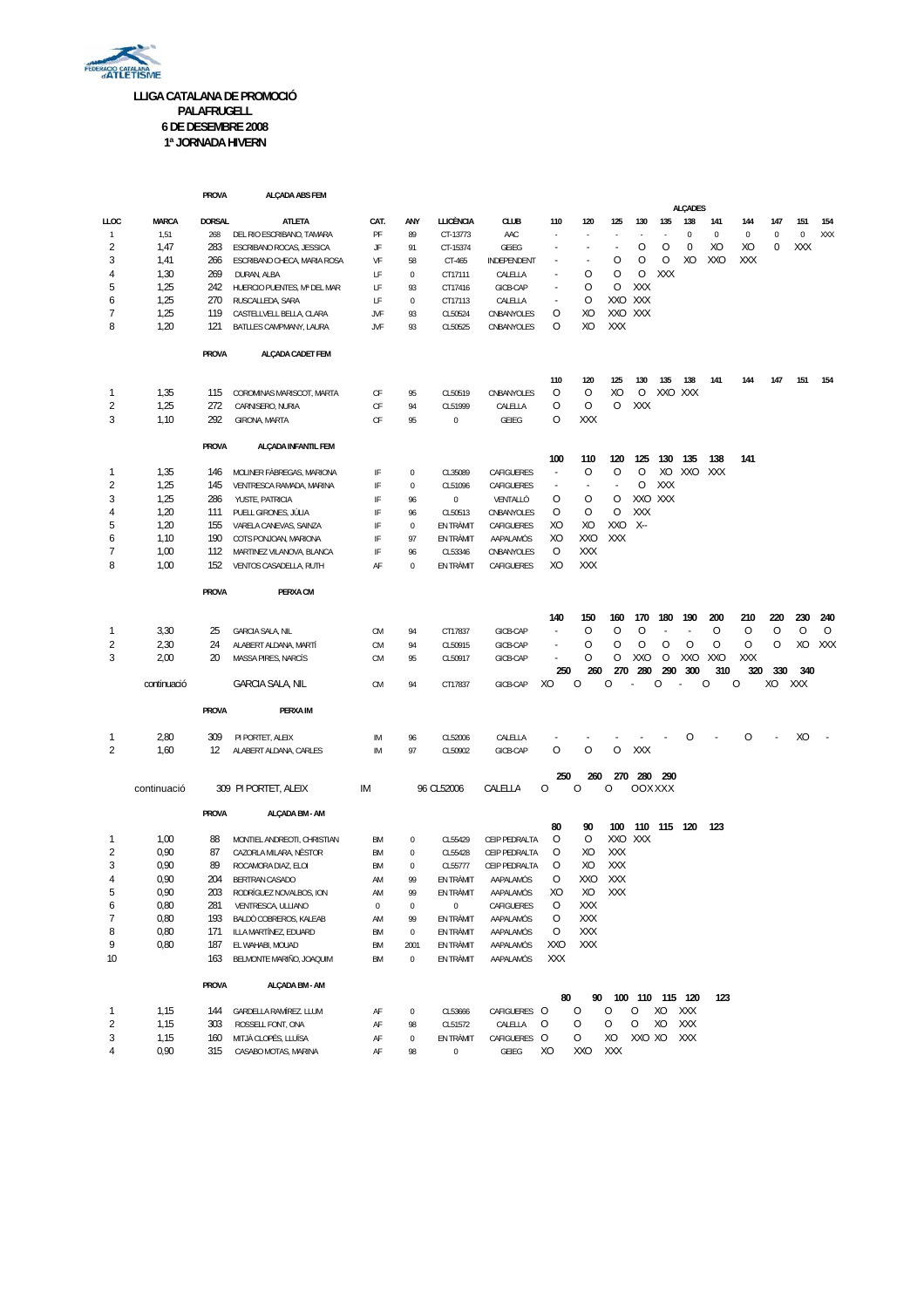**LLIGA CATALANA DE PROMOCIÓ**
**PALAFRUGELL**
**6 DE DESEMBRE 2008**
**1ª JORNADA HIVERN**

**PROVA** ALÇADA ABS FEM

| LLOC | MARCA | DORSAL | ATLETA | CAT. | ANY | LLICÈNCIA | CLUB | 110 | 120 | 125 | 130 | 135 | 138 | 141 | 144 | 147 | 151 | 154 |
|---|---|---|---|---|---|---|---|---|---|---|---|---|---|---|---|---|---|---|
| 1 | 1,51 | 268 | DEL RIO ESCRIBANO, TAMARA | PF | 89 | CT-13773 | AAC | - | - | - | - | - | 0 | 0 | 0 | 0 | 0 | XXX |
| 2 | 1,47 | 283 | ESCRIBANO ROCAS, JESSICA | JF | 91 | CT-15374 | GEIEG | - | - | - | O | O | 0 | XO | XO | 0 | XXX | |
| 3 | 1,41 | 266 | ESCRIBANO CHECA, MARIA ROSA | VF | 58 | CT-465 | INDEPENDENT | - | - | O | O | O | XO | XXO | XXX | | | |
| 4 | 1,30 | 269 | DURAN, ALBA | LF | 0 | CT17111 | CALELLA | - | O | O | O | XXX | | | | | | |
| 5 | 1,25 | 242 | HUERCIO PUENTES, Mª DEL MAR | LF | 93 | CT17416 | GICB-CAP | - | O | O | XXX | | | | | | | |
| 6 | 1,25 | 270 | RUSCALLEDA, SARA | LF | 0 | CT17113 | CALELLA | - | O | XXO | XXX | | | | | | | |
| 7 | 1,25 | 119 | CASTELLVELL BELLA, CLARA | JVF | 93 | CL50524 | CNBANYOLES | O | XO | XXO | XXX | | | | | | | |
| 8 | 1,20 | 121 | BATLLES CAMPMANY, LAURA | JVF | 93 | CL50525 | CNBANYOLES | O | XO | XXX | | | | | | | | |

**PROVA** ALÇADA CADET FEM

| LLOC | MARCA | DORSAL | ATLETA | CAT. | ANY | LLICÈNCIA | CLUB | 110 | 120 | 125 | 130 | 135 | 138 | 141 | 144 | 147 | 151 | 154 |
|---|---|---|---|---|---|---|---|---|---|---|---|---|---|---|---|---|---|---|
| 1 | 1,35 | 115 | COROMINAS MARISCOT, MARTA | CF | 95 | CL50519 | CNBANYOLES | O | O | XO | O | XXO | XXX | | | | | |
| 2 | 1,25 | 272 | CARNISERO, NURIA | CF | 94 | CL51999 | CALELLA | O | O | O | XXX | | | | | | | |
| 3 | 1,10 | 292 | GIRONA, MARTA | CF | 95 | 0 | GEIEG | O | XXX | | | | | | | | | |

**PROVA** ALÇADA INFANTIL FEM

| LLOC | MARCA | DORSAL | ATLETA | CAT. | ANY | LLICÈNCIA | CLUB | 100 | 110 | 120 | 125 | 130 | 135 | 138 | 141 |
|---|---|---|---|---|---|---|---|---|---|---|---|---|---|---|---|
| 1 | 1,35 | 146 | MOLINER FÀBREGAS, MARIONA | IF | 0 | CL35089 | CARIGUERES | - | O | O | O | XO | XXO | XXX | |
| 2 | 1,25 | 145 | VENTRESCA RAMADA, MARINA | IF | 0 | CL51096 | CARIGUERES | - | - | - | O | XXX | | | |
| 3 | 1,25 | 286 | YUSTE, PATRICIA | IF | 96 | 0 | VENTALLÓ | O | O | O | XXO | XXX | | | |
| 4 | 1,20 | 111 | PUELL GIRONES, JÚLIA | IF | 96 | CL50513 | CNBANYOLES | O | O | O | XXX | | | | |
| 5 | 1,20 | 155 | VARELA CANEVAS, SAINZA | IF | 0 | EN TRÀMIT | CARIGUERES | XO | XO | XXO | X-- | | | | |
| 6 | 1,10 | 190 | COTS PONJOAN, MARIONA | IF | 97 | EN TRÀMIT | AAPALAMÓS | XO | XXO | XXX | | | | | |
| 7 | 1,00 | 112 | MARTINEZ VILANOVA, BLANCA | IF | 96 | CL53346 | CNBANYOLES | O | XXX | | | | | | |
| 8 | 1,00 | 152 | VENTOS CASADELLA, RUTH | AF | 0 | EN TRÀMIT | CARIGUERES | XO | XXX | | | | | | |

**PROVA** PERXA CM

| LLOC | MARCA | DORSAL | ATLETA | CAT. | ANY | LLICÈNCIA | CLUB | 140 | 150 | 160 | 170 | 180 | 190 | 200 | 210 | 220 | 230 | 240 |
|---|---|---|---|---|---|---|---|---|---|---|---|---|---|---|---|---|---|---|
| 1 | 3,30 | 25 | GARCIA SALA, NIL | CM | 94 | CT17837 | GICB-CAP | - | O | O | O | - | - | O | O | O | O | O |
| 2 | 2,30 | 24 | ALABERT ALDANA, MARTÍ | CM | 94 | CL50915 | GICB-CAP | - | O | O | O | O | O | O | O | O | XO | XXX |
| 3 | 2,00 | 20 | MASSA PIRES, NARCÍS | CM | 95 | CL50917 | GICB-CAP | - | O | O | XXO | O | XXO | XXO | XXX | | | |

| | | | | | | | | 250 | 260 | 270 | 280 | 290 | 300 | 310 | 320 | 330 | 340 |
|---|---|---|---|---|---|---|---|---|---|---|---|---|---|---|---|---|---|
| continuació | | | GARCIA SALA, NIL | CM | 94 | CT17837 | GICB-CAP | XO | O | O | - | O | - | O | O | XO | XXX |

**PROVA** PERXA IM

| LLOC | MARCA | DORSAL | ATLETA | CAT. | ANY | LLICÈNCIA | CLUB | 140 | 150 | 160 | 170 | 180 | 190 | 200 | 210 | 220 | 230 | 240 |
|---|---|---|---|---|---|---|---|---|---|---|---|---|---|---|---|---|---|---|
| 1 | 2,80 | 309 | PI PORTET, ALEIX | IM | 96 | CL52006 | CALELLA | - | - | - | - | - | O | - | O | - | XO | - |
| 2 | 1,60 | 12 | ALABERT ALDANA, CARLES | IM | 97 | CL50902 | GICB-CAP | O | O | O | XXX | | | | | | | |

| | | | | | | | | 250 | 260 | 270 | 280 | 290 |
|---|---|---|---|---|---|---|---|---|---|---|---|---|
| continuació | | 309 | PI PORTET, ALEIX | IM | 96 | CL52006 | CALELLA | O | O | O | OOX | XXX |

**PROVA** ALÇADA BM - AM

| LLOC | MARCA | DORSAL | ATLETA | CAT. | ANY | LLICÈNCIA | CLUB | 80 | 90 | 100 | 110 | 115 | 120 | 123 |
|---|---|---|---|---|---|---|---|---|---|---|---|---|---|---|
| 1 | 1,00 | 88 | MONTIEL ANDREOTI, CHRISTIAN | BM | 0 | CL55429 | CEIP PEDRALTA | O | O | XXO | XXX | | | |
| 2 | 0,90 | 87 | CAZORLA MILARA, NÈSTOR | BM | 0 | CL55428 | CEIP PEDRALTA | O | XO | XXX | | | | |
| 3 | 0,90 | 89 | ROCAMORA DIAZ, ELOI | BM | 0 | CL55777 | CEIP PEDRALTA | O | XO | XXX | | | | |
| 4 | 0,90 | 204 | BERTRAN CASADO | AM | 99 | EN TRÀMIT | AAPALAMÓS | O | XXO | XXX | | | | |
| 5 | 0,90 | 203 | RODRÍGUEZ NOVALBOS, ION | AM | 99 | EN TRÀMIT | AAPALAMÓS | XO | XO | XXX | | | | |
| 6 | 0,80 | 281 | VENTRESCA, ULLIANO | 0 | 0 | 0 | CARIGUERES | O | XXX | | | | | |
| 7 | 0,80 | 193 | BALDÓ COBREROS, KALEAB | AM | 99 | EN TRÀMIT | AAPALAMÓS | O | XXX | | | | | |
| 8 | 0,80 | 171 | ILLA MARTÍNEZ, EDUARD | BM | 0 | EN TRÀMIT | AAPALAMÓS | O | XXX | | | | | |
| 9 | 0,80 | 187 | EL WAHABI, MOUAD | BM | 2001 | EN TRÀMIT | AAPALAMÓS | XXO | XXX | | | | | |
| 10 | | 163 | BELMONTE MARIÑO, JOAQUIM | BM | 0 | EN TRÀMIT | AAPALAMÓS | XXX | | | | | | |

**PROVA** ALÇADA BM - AM

| LLOC | MARCA | DORSAL | ATLETA | CAT. | ANY | LLICÈNCIA | CLUB | 80 | 90 | 100 | 110 | 115 | 120 | 123 |
|---|---|---|---|---|---|---|---|---|---|---|---|---|---|---|
| 1 | 1,15 | 144 | GARDELLA RAMÍREZ, LLUM | AF | 0 | CL53666 | CARIGUERES | O | O | O | O | XO | XXX | |
| 2 | 1,15 | 303 | ROSSELL FONT, ONA | AF | 98 | CL51572 | CALELLA | O | O | O | O | XO | XXX | |
| 3 | 1,15 | 160 | MITJÀ CLOPÉS, LLUÏSA | AF | 0 | EN TRÀMIT | CARIGUERES | O | O | XO | XXO | XO | XXX | |
| 4 | 0,90 | 315 | CASABO MOTAS, MARINA | AF | 98 | 0 | GEIEG | XO | XXO | XXX | | | | |